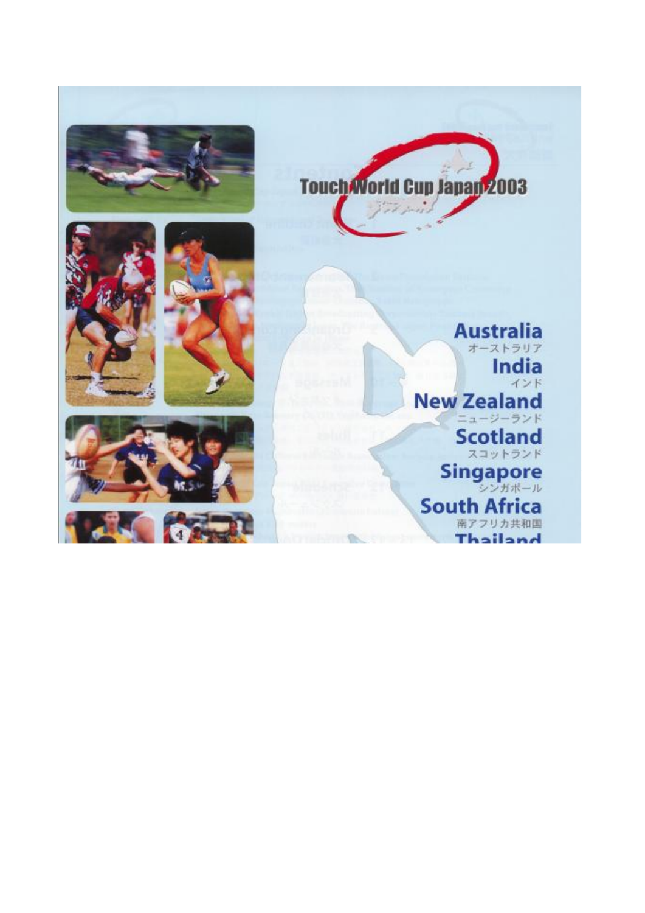# Touch World Cup Japan 2003

**Australia**
オーストラリア

**India**
インド

**New Zealand**
ニュージーランド

**Scotland**
スコットランド

**Singapore**
シンガポール

**South Africa**
南アフリカ共和国

**Thailand**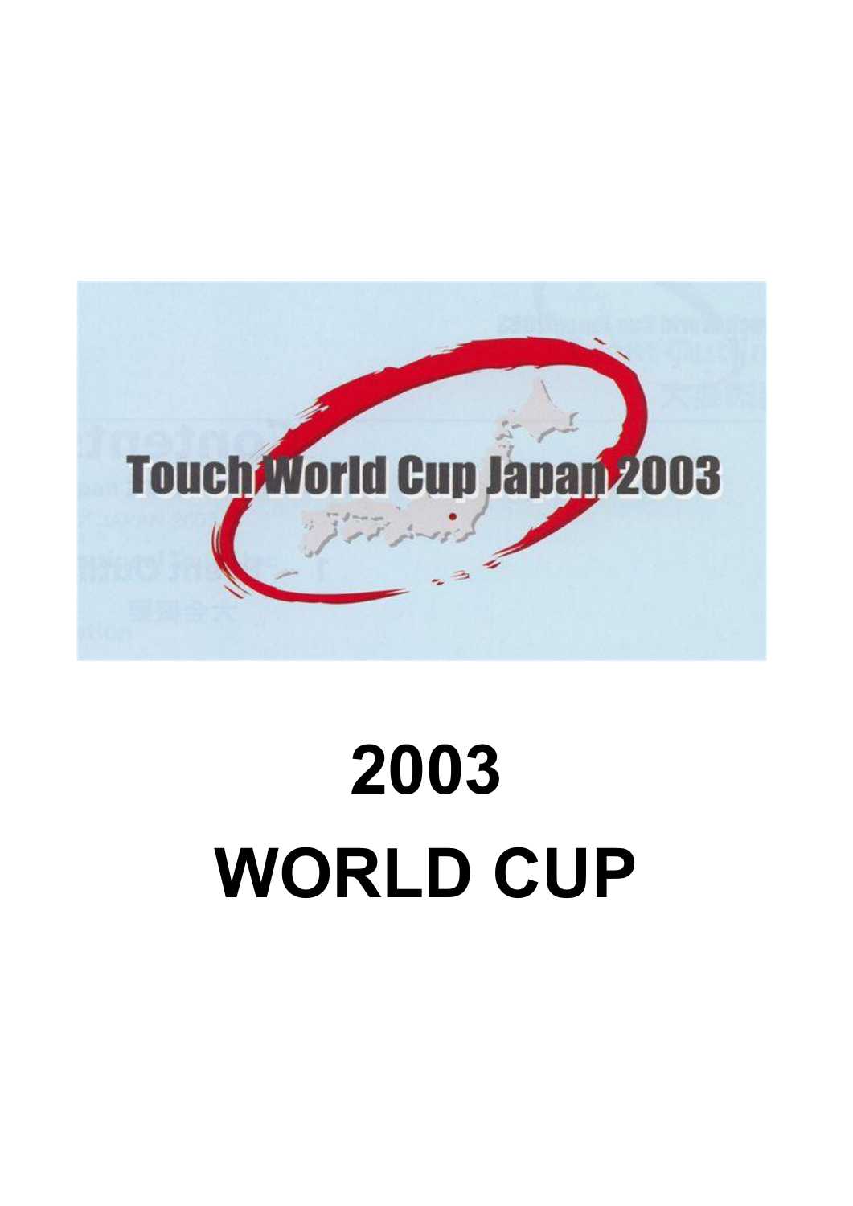Touch World Cup Japan 2003

# 2003 WORLD CUP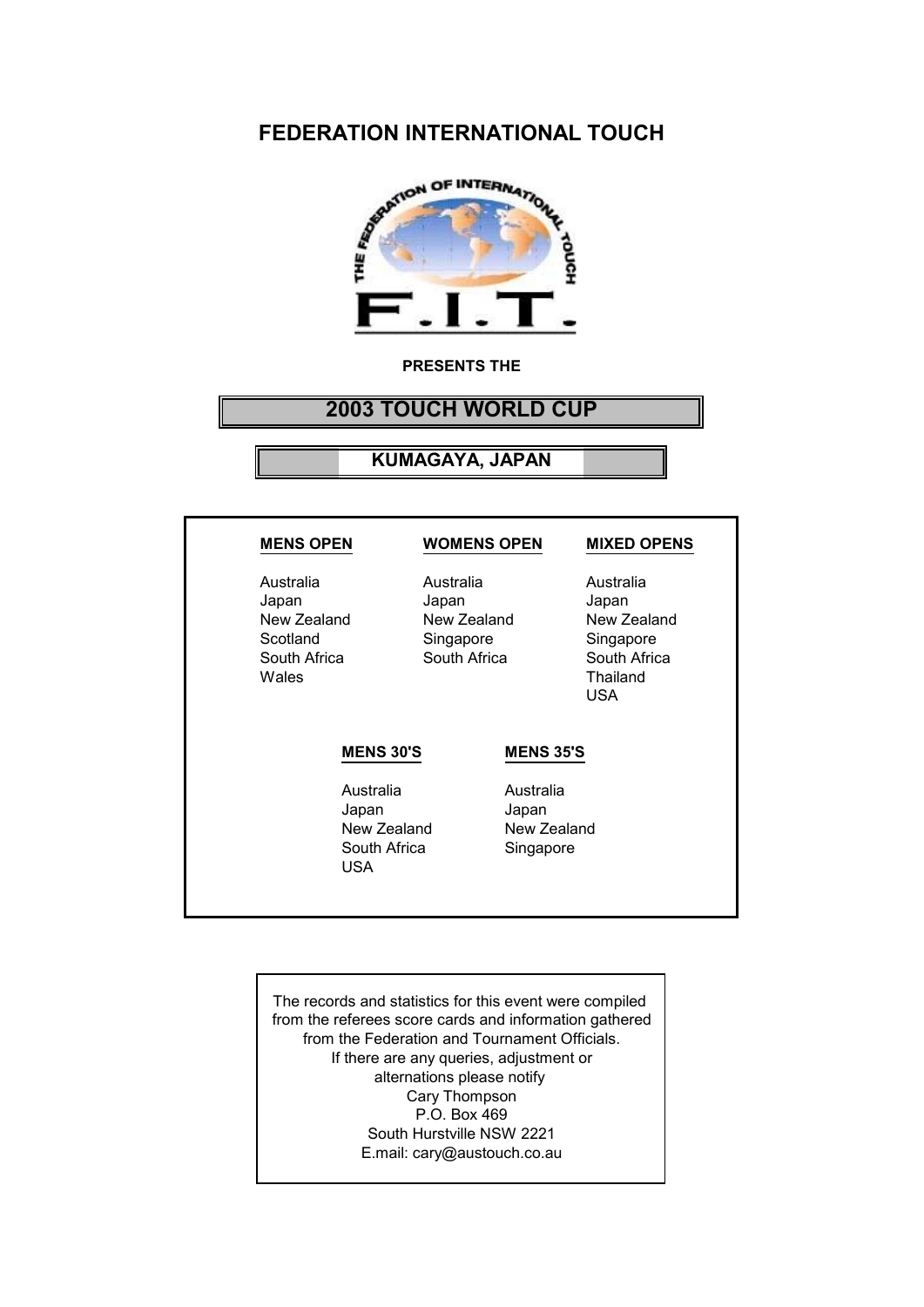# FEDERATION INTERNATIONAL TOUCH

**PRESENTS THE**

## 2003 TOUCH WORLD CUP

### KUMAGAYA, JAPAN

| MENS OPEN | WOMENS OPEN | MIXED OPENS |
|---|---|---|
| Australia | Australia | Australia |
| Japan | Japan | Japan |
| New Zealand | New Zealand | New Zealand |
| Scotland | Singapore | Singapore |
| South Africa | South Africa | South Africa |
| Wales | | Thailand |
| | | USA |

| MENS 30'S | MENS 35'S |
|---|---|
| Australia | Australia |
| Japan | Japan |
| New Zealand | New Zealand |
| South Africa | Singapore |
| USA | |

The records and statistics for this event were compiled from the referees score cards and information gathered from the Federation and Tournament Officials.
If there are any queries, adjustment or alternations please notify
Cary Thompson
P.O. Box 469
South Hurstville NSW 2221
E.mail: cary@austouch.co.au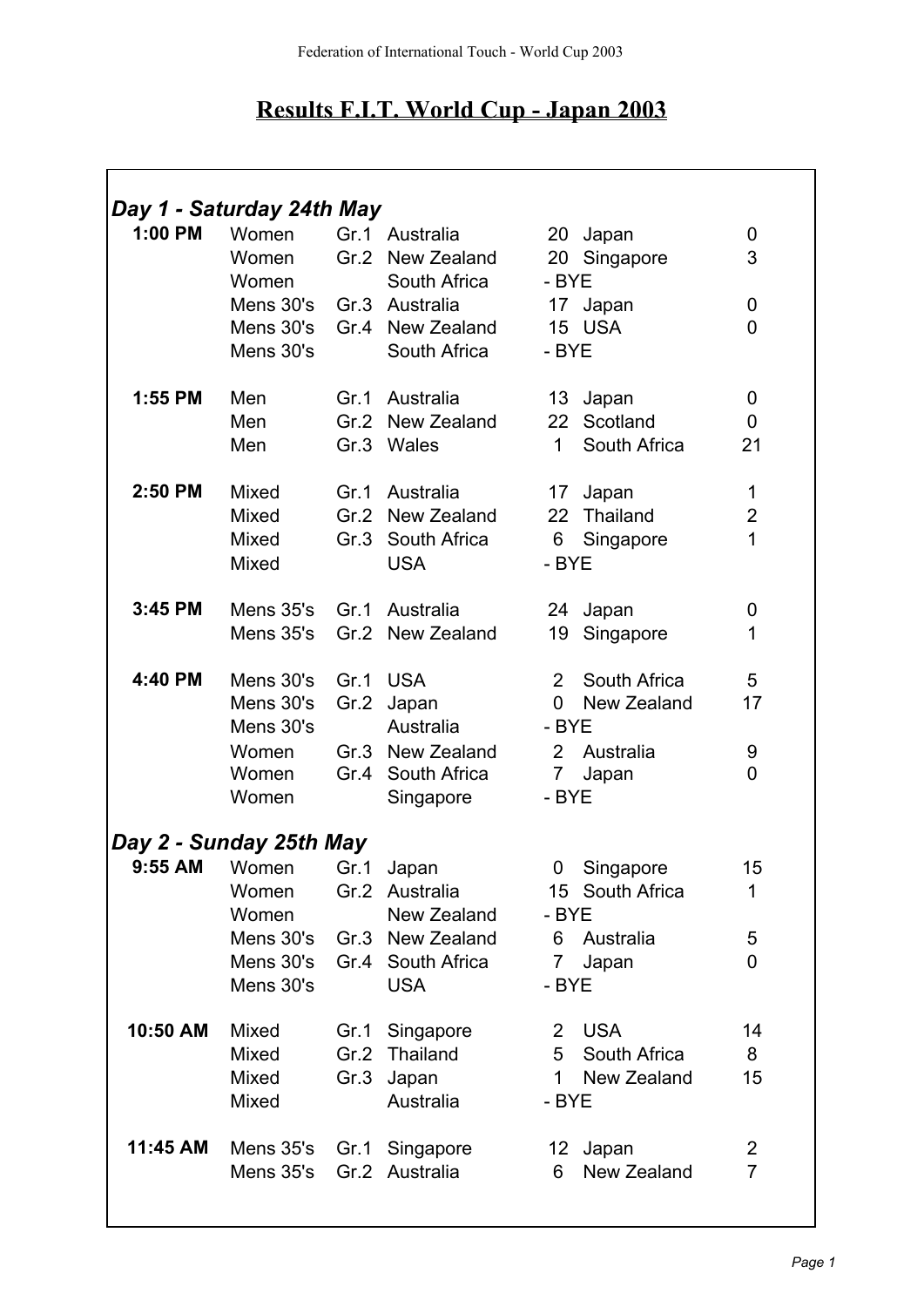# Results F.I.T. World Cup - Japan 2003

### *Day 1 - Saturday 24th May*

| Time | Division | Group | Team | Score | Team | Score |
|---|---|---|---|---|---|---|
| **1:00 PM** | Women | Gr.1 | Australia | 20 | Japan | 0 |
| | Women | Gr.2 | New Zealand | 20 | Singapore | 3 |
| | Women | | South Africa | - BYE | | |
| | Mens 30's | Gr.3 | Australia | 17 | Japan | 0 |
| | Mens 30's | Gr.4 | New Zealand | 15 | USA | 0 |
| | Mens 30's | | South Africa | - BYE | | |
| **1:55 PM** | Men | Gr.1 | Australia | 13 | Japan | 0 |
| | Men | Gr.2 | New Zealand | 22 | Scotland | 0 |
| | Men | Gr.3 | Wales | 1 | South Africa | 21 |
| **2:50 PM** | Mixed | Gr.1 | Australia | 17 | Japan | 1 |
| | Mixed | Gr.2 | New Zealand | 22 | Thailand | 2 |
| | Mixed | Gr.3 | South Africa | 6 | Singapore | 1 |
| | Mixed | | USA | - BYE | | |
| **3:45 PM** | Mens 35's | Gr.1 | Australia | 24 | Japan | 0 |
| | Mens 35's | Gr.2 | New Zealand | 19 | Singapore | 1 |
| **4:40 PM** | Mens 30's | Gr.1 | USA | 2 | South Africa | 5 |
| | Mens 30's | Gr.2 | Japan | 0 | New Zealand | 17 |
| | Mens 30's | | Australia | - BYE | | |
| | Women | Gr.3 | New Zealand | 2 | Australia | 9 |
| | Women | Gr.4 | South Africa | 7 | Japan | 0 |
| | Women | | Singapore | - BYE | | |

### *Day 2 - Sunday 25th May*

| Time | Division | Group | Team | Score | Team | Score |
|---|---|---|---|---|---|---|
| **9:55 AM** | Women | Gr.1 | Japan | 0 | Singapore | 15 |
| | Women | Gr.2 | Australia | 15 | South Africa | 1 |
| | Women | | New Zealand | - BYE | | |
| | Mens 30's | Gr.3 | New Zealand | 6 | Australia | 5 |
| | Mens 30's | Gr.4 | South Africa | 7 | Japan | 0 |
| | Mens 30's | | USA | - BYE | | |
| **10:50 AM** | Mixed | Gr.1 | Singapore | 2 | USA | 14 |
| | Mixed | Gr.2 | Thailand | 5 | South Africa | 8 |
| | Mixed | Gr.3 | Japan | 1 | New Zealand | 15 |
| | Mixed | | Australia | - BYE | | |
| **11:45 AM** | Mens 35's | Gr.1 | Singapore | 12 | Japan | 2 |
| | Mens 35's | Gr.2 | Australia | 6 | New Zealand | 7 |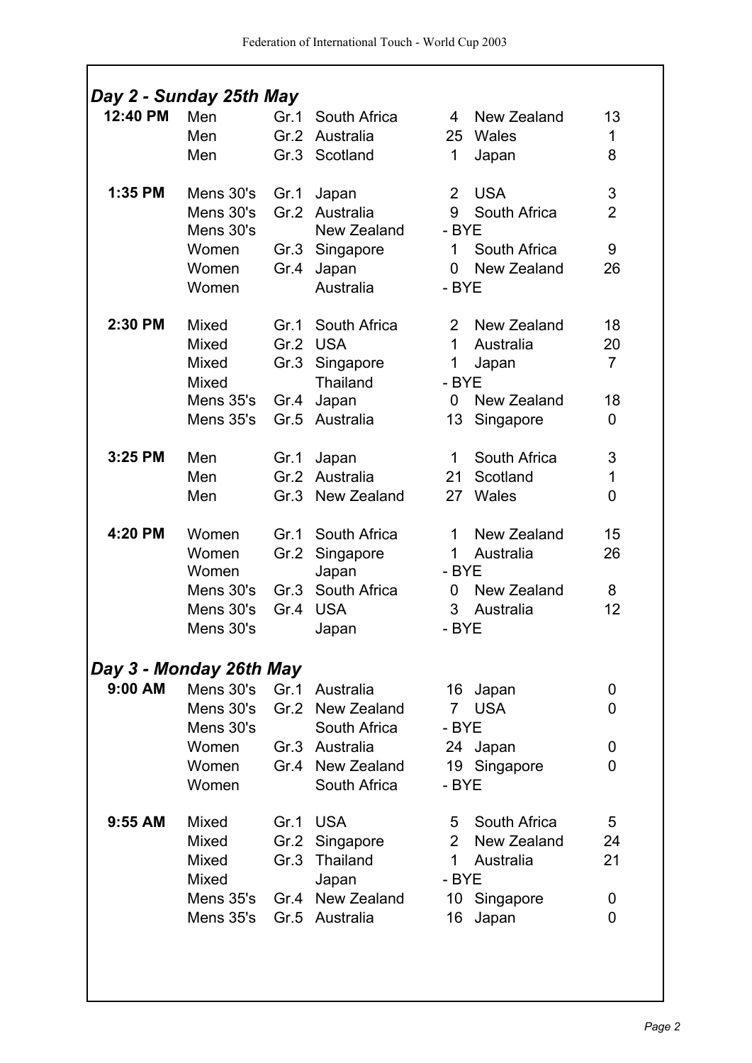## *Day 2 - Sunday 25th May*

| Time | Division | Group | Team | Score | Team | Score |
|---|---|---|---|---|---|---|
| **12:40 PM** | Men | Gr.1 | South Africa | 4 | New Zealand | 13 |
| | Men | Gr.2 | Australia | 25 | Wales | 1 |
| | Men | Gr.3 | Scotland | 1 | Japan | 8 |
| **1:35 PM** | Mens 30's | Gr.1 | Japan | 2 | USA | 3 |
| | Mens 30's | Gr.2 | Australia | 9 | South Africa | 2 |
| | Mens 30's | | New Zealand | - BYE | | |
| | Women | Gr.3 | Singapore | 1 | South Africa | 9 |
| | Women | Gr.4 | Japan | 0 | New Zealand | 26 |
| | Women | | Australia | - BYE | | |
| **2:30 PM** | Mixed | Gr.1 | South Africa | 2 | New Zealand | 18 |
| | Mixed | Gr.2 | USA | 1 | Australia | 20 |
| | Mixed | Gr.3 | Singapore | 1 | Japan | 7 |
| | Mixed | | Thailand | - BYE | | |
| | Mens 35's | Gr.4 | Japan | 0 | New Zealand | 18 |
| | Mens 35's | Gr.5 | Australia | 13 | Singapore | 0 |
| **3:25 PM** | Men | Gr.1 | Japan | 1 | South Africa | 3 |
| | Men | Gr.2 | Australia | 21 | Scotland | 1 |
| | Men | Gr.3 | New Zealand | 27 | Wales | 0 |
| **4:20 PM** | Women | Gr.1 | South Africa | 1 | New Zealand | 15 |
| | Women | Gr.2 | Singapore | 1 | Australia | 26 |
| | Women | | Japan | - BYE | | |
| | Mens 30's | Gr.3 | South Africa | 0 | New Zealand | 8 |
| | Mens 30's | Gr.4 | USA | 3 | Australia | 12 |
| | Mens 30's | | Japan | - BYE | | |

## *Day 3 - Monday 26th May*

| Time | Division | Group | Team | Score | Team | Score |
|---|---|---|---|---|---|---|
| **9:00 AM** | Mens 30's | Gr.1 | Australia | 16 | Japan | 0 |
| | Mens 30's | Gr.2 | New Zealand | 7 | USA | 0 |
| | Mens 30's | | South Africa | - BYE | | |
| | Women | Gr.3 | Australia | 24 | Japan | 0 |
| | Women | Gr.4 | New Zealand | 19 | Singapore | 0 |
| | Women | | South Africa | - BYE | | |
| **9:55 AM** | Mixed | Gr.1 | USA | 5 | South Africa | 5 |
| | Mixed | Gr.2 | Singapore | 2 | New Zealand | 24 |
| | Mixed | Gr.3 | Thailand | 1 | Australia | 21 |
| | Mixed | | Japan | - BYE | | |
| | Mens 35's | Gr.4 | New Zealand | 10 | Singapore | 0 |
| | Mens 35's | Gr.5 | Australia | 16 | Japan | 0 |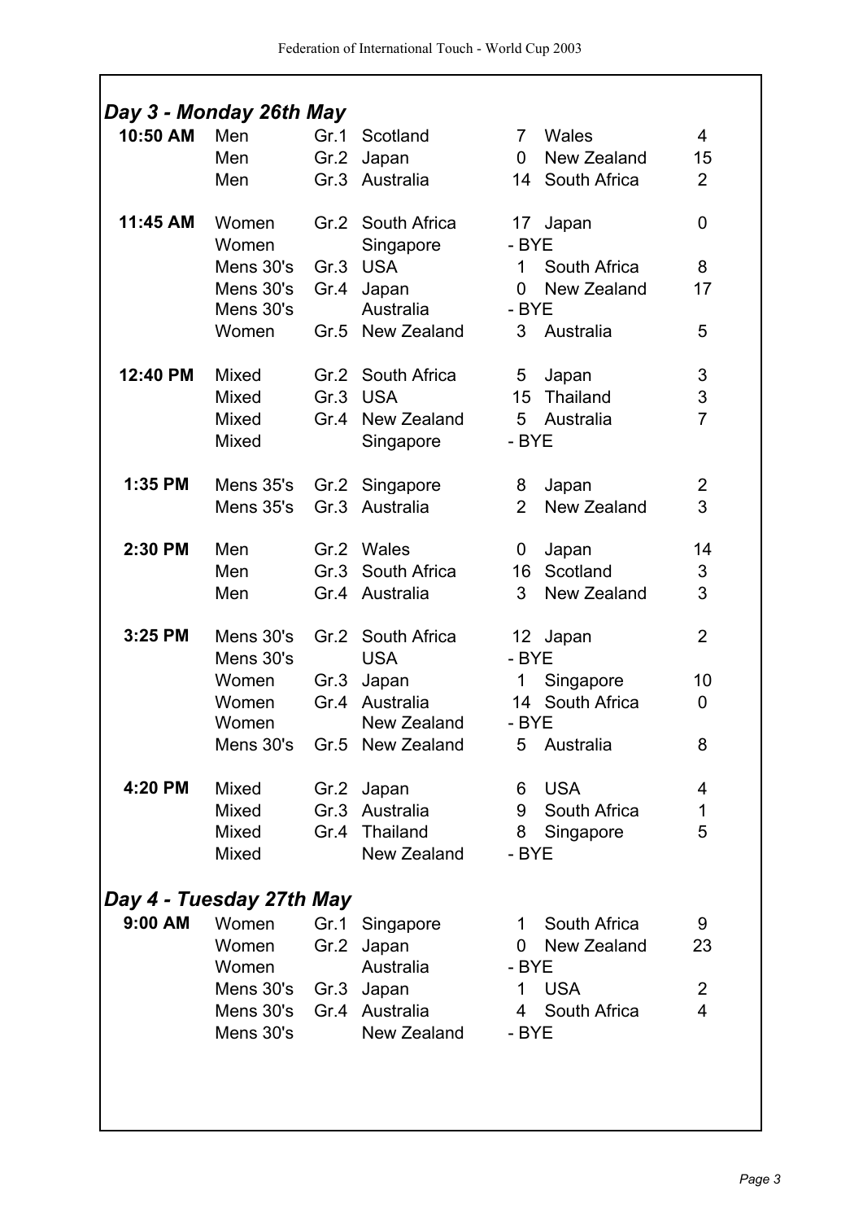## Day 3 - Monday 26th May

| Time | Division | Group | Team | Score | Team | Score |
|---|---|---|---|---|---|---|
| 10:50 AM | Men | Gr.1 | Scotland | 7 | Wales | 4 |
| | Men | Gr.2 | Japan | 0 | New Zealand | 15 |
| | Men | Gr.3 | Australia | 14 | South Africa | 2 |
| 11:45 AM | Women | Gr.2 | South Africa | 17 | Japan | 0 |
| | Women | | Singapore | - BYE | | |
| | Mens 30's | Gr.3 | USA | 1 | South Africa | 8 |
| | Mens 30's | Gr.4 | Japan | 0 | New Zealand | 17 |
| | Mens 30's | | Australia | - BYE | | |
| | Women | Gr.5 | New Zealand | 3 | Australia | 5 |
| 12:40 PM | Mixed | Gr.2 | South Africa | 5 | Japan | 3 |
| | Mixed | Gr.3 | USA | 15 | Thailand | 3 |
| | Mixed | Gr.4 | New Zealand | 5 | Australia | 7 |
| | Mixed | | Singapore | - BYE | | |
| 1:35 PM | Mens 35's | Gr.2 | Singapore | 8 | Japan | 2 |
| | Mens 35's | Gr.3 | Australia | 2 | New Zealand | 3 |
| 2:30 PM | Men | Gr.2 | Wales | 0 | Japan | 14 |
| | Men | Gr.3 | South Africa | 16 | Scotland | 3 |
| | Men | Gr.4 | Australia | 3 | New Zealand | 3 |
| 3:25 PM | Mens 30's | Gr.2 | South Africa | 12 | Japan | 2 |
| | Mens 30's | | USA | - BYE | | |
| | Women | Gr.3 | Japan | 1 | Singapore | 10 |
| | Women | Gr.4 | Australia | 14 | South Africa | 0 |
| | Women | | New Zealand | - BYE | | |
| | Mens 30's | Gr.5 | New Zealand | 5 | Australia | 8 |
| 4:20 PM | Mixed | Gr.2 | Japan | 6 | USA | 4 |
| | Mixed | Gr.3 | Australia | 9 | South Africa | 1 |
| | Mixed | Gr.4 | Thailand | 8 | Singapore | 5 |
| | Mixed | | New Zealand | - BYE | | |

## Day 4 - Tuesday 27th May

| Time | Division | Group | Team | Score | Team | Score |
|---|---|---|---|---|---|---|
| 9:00 AM | Women | Gr.1 | Singapore | 1 | South Africa | 9 |
| | Women | Gr.2 | Japan | 0 | New Zealand | 23 |
| | Women | | Australia | - BYE | | |
| | Mens 30's | Gr.3 | Japan | 1 | USA | 2 |
| | Mens 30's | Gr.4 | Australia | 4 | South Africa | 4 |
| | Mens 30's | | New Zealand | - BYE | | |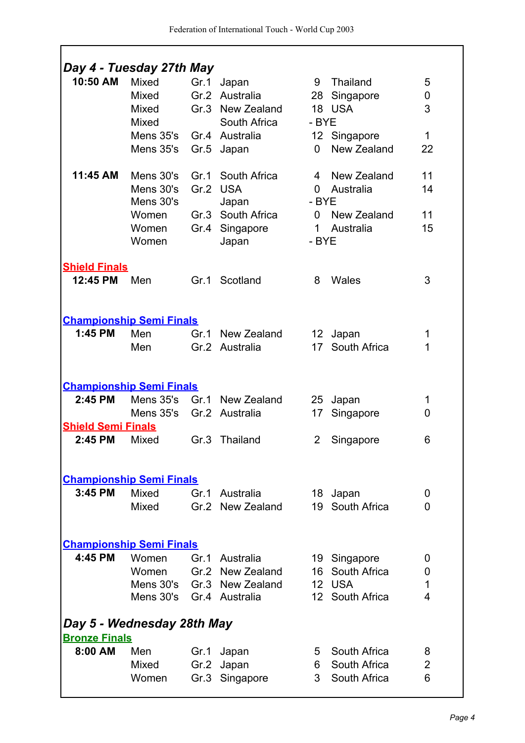## Day 4 - Tuesday 27th May

| Time | Division | Group | Team | Score | Team | Score |
|---|---|---|---|---|---|---|
| 10:50 AM | Mixed | Gr.1 | Japan | 9 | Thailand | 5 |
| | Mixed | Gr.2 | Australia | 28 | Singapore | 0 |
| | Mixed | Gr.3 | New Zealand | 18 | USA | 3 |
| | Mixed | | South Africa | - BYE | | |
| | Mens 35's | Gr.4 | Australia | 12 | Singapore | 1 |
| | Mens 35's | Gr.5 | Japan | 0 | New Zealand | 22 |
| 11:45 AM | Mens 30's | Gr.1 | South Africa | 4 | New Zealand | 11 |
| | Mens 30's | Gr.2 | USA | 0 | Australia | 14 |
| | Mens 30's | | Japan | - BYE | | |
| | Women | Gr.3 | South Africa | 0 | New Zealand | 11 |
| | Women | Gr.4 | Singapore | 1 | Australia | 15 |
| | Women | | Japan | - BYE | | |

**Shield Finals**

| Time | Division | Group | Team | Score | Team | Score |
|---|---|---|---|---|---|---|
| 12:45 PM | Men | Gr.1 | Scotland | 8 | Wales | 3 |

**Championship Semi Finals**

| Time | Division | Group | Team | Score | Team | Score |
|---|---|---|---|---|---|---|
| 1:45 PM | Men | Gr.1 | New Zealand | 12 | Japan | 1 |
| | Men | Gr.2 | Australia | 17 | South Africa | 1 |

**Championship Semi Finals**

| Time | Division | Group | Team | Score | Team | Score |
|---|---|---|---|---|---|---|
| 2:45 PM | Mens 35's | Gr.1 | New Zealand | 25 | Japan | 1 |
| | Mens 35's | Gr.2 | Australia | 17 | Singapore | 0 |

**Shield Semi Finals**

| Time | Division | Group | Team | Score | Team | Score |
|---|---|---|---|---|---|---|
| 2:45 PM | Mixed | Gr.3 | Thailand | 2 | Singapore | 6 |

**Championship Semi Finals**

| Time | Division | Group | Team | Score | Team | Score |
|---|---|---|---|---|---|---|
| 3:45 PM | Mixed | Gr.1 | Australia | 18 | Japan | 0 |
| | Mixed | Gr.2 | New Zealand | 19 | South Africa | 0 |

**Championship Semi Finals**

| Time | Division | Group | Team | Score | Team | Score |
|---|---|---|---|---|---|---|
| 4:45 PM | Women | Gr.1 | Australia | 19 | Singapore | 0 |
| | Women | Gr.2 | New Zealand | 16 | South Africa | 0 |
| | Mens 30's | Gr.3 | New Zealand | 12 | USA | 1 |
| | Mens 30's | Gr.4 | Australia | 12 | South Africa | 4 |

## Day 5 - Wednesday 28th May

**Bronze Finals**

| Time | Division | Group | Team | Score | Team | Score |
|---|---|---|---|---|---|---|
| 8:00 AM | Men | Gr.1 | Japan | 5 | South Africa | 8 |
| | Mixed | Gr.2 | Japan | 6 | South Africa | 2 |
| | Women | Gr.3 | Singapore | 3 | South Africa | 6 |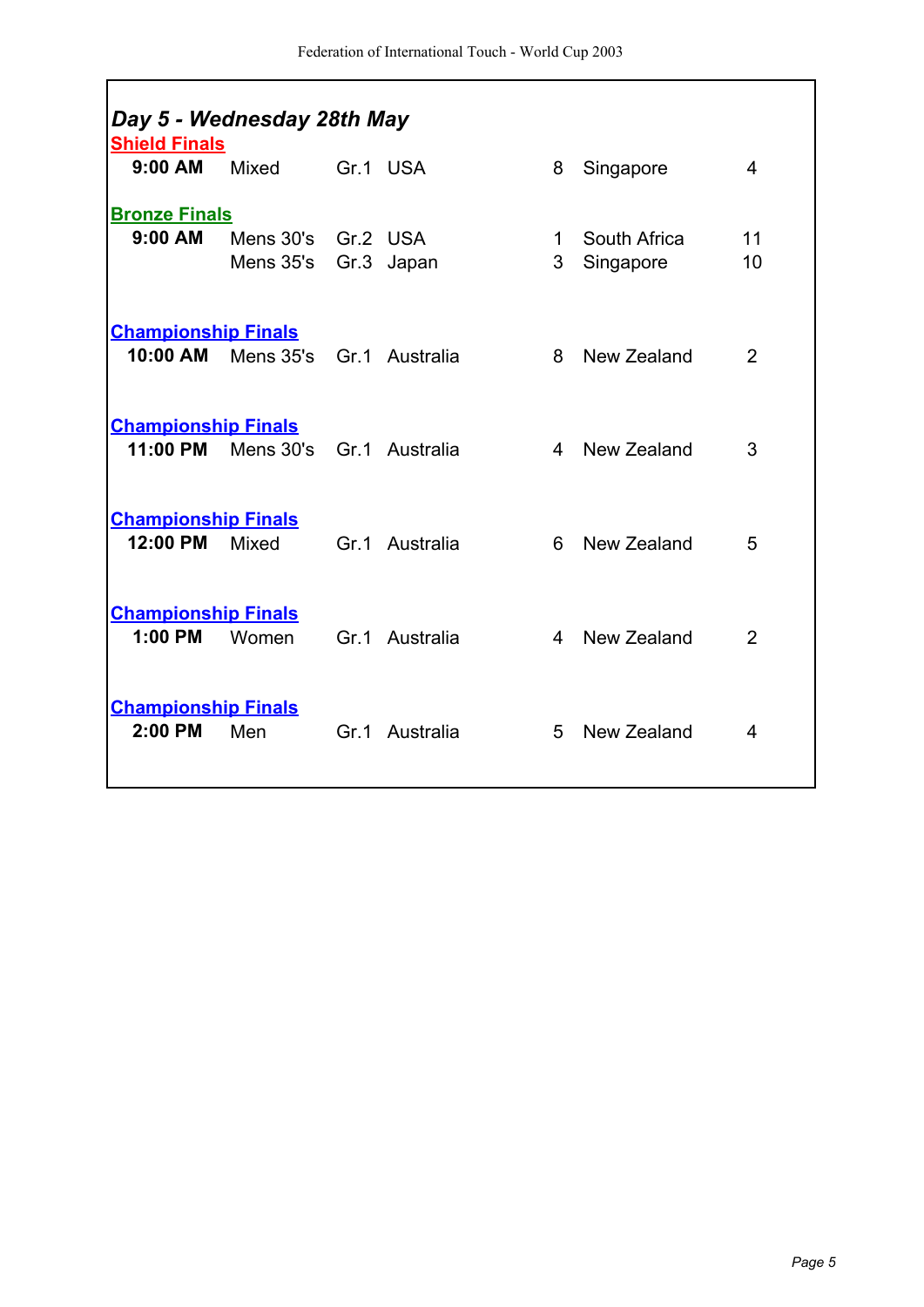## *Day 5 - Wednesday 28th May*

### Shield Finals

| Time | Division | Group | Team | Score | Team | Score |
|---|---|---|---|---|---|---|
| **9:00 AM** | Mixed | Gr.1 | USA | 8 | Singapore | 4 |

### Bronze Finals

| Time | Division | Group | Team | Score | Team | Score |
|---|---|---|---|---|---|---|
| **9:00 AM** | Mens 30's | Gr.2 | USA | 1 | South Africa | 11 |
| | Mens 35's | Gr.3 | Japan | 3 | Singapore | 10 |

### Championship Finals

| Time | Division | Group | Team | Score | Team | Score |
|---|---|---|---|---|---|---|
| **10:00 AM** | Mens 35's | Gr.1 | Australia | 8 | New Zealand | 2 |

### Championship Finals

| Time | Division | Group | Team | Score | Team | Score |
|---|---|---|---|---|---|---|
| **11:00 PM** | Mens 30's | Gr.1 | Australia | 4 | New Zealand | 3 |

### Championship Finals

| Time | Division | Group | Team | Score | Team | Score |
|---|---|---|---|---|---|---|
| **12:00 PM** | Mixed | Gr.1 | Australia | 6 | New Zealand | 5 |

### Championship Finals

| Time | Division | Group | Team | Score | Team | Score |
|---|---|---|---|---|---|---|
| **1:00 PM** | Women | Gr.1 | Australia | 4 | New Zealand | 2 |

### Championship Finals

| Time | Division | Group | Team | Score | Team | Score |
|---|---|---|---|---|---|---|
| **2:00 PM** | Men | Gr.1 | Australia | 5 | New Zealand | 4 |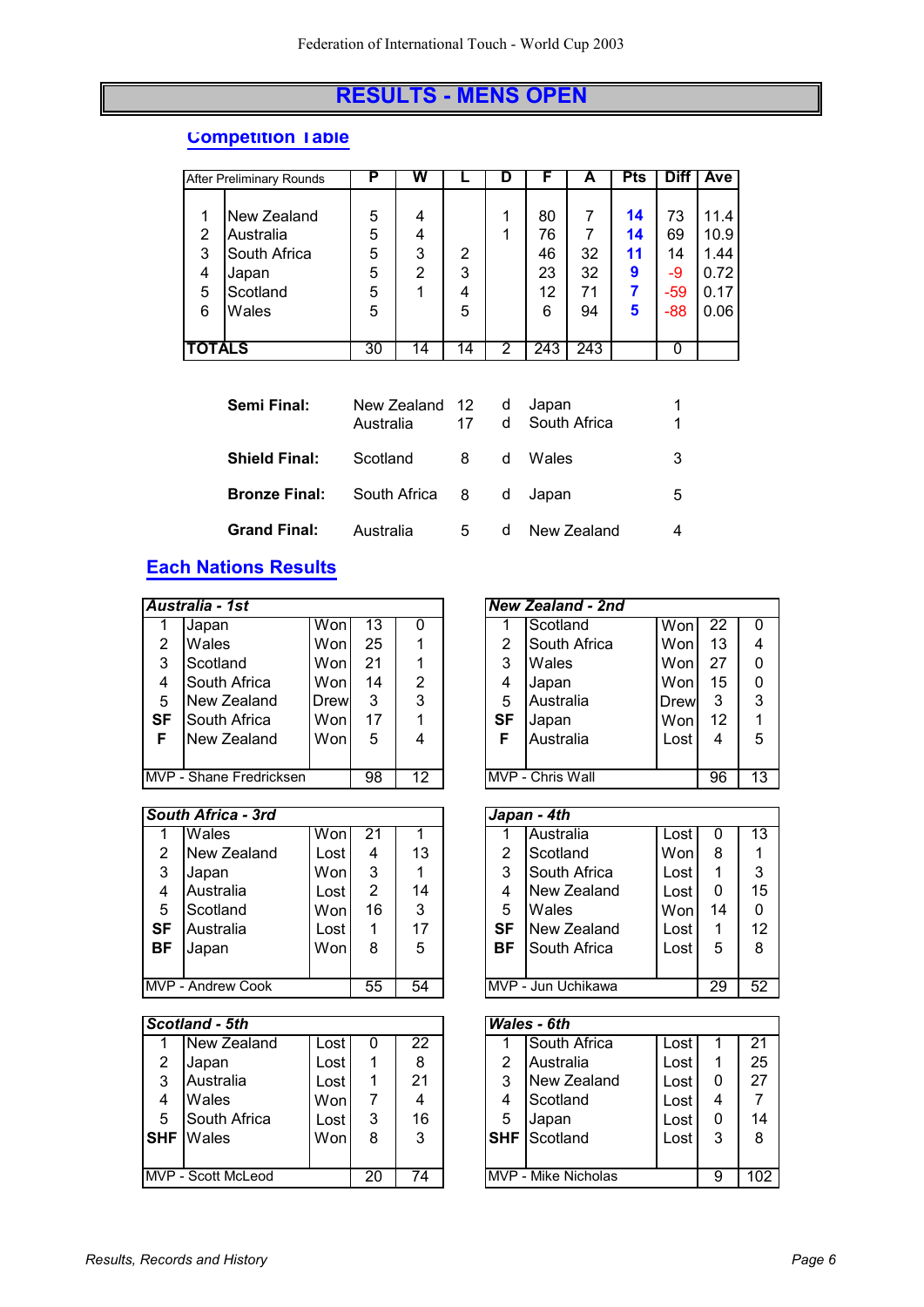# RESULTS - MENS OPEN

## Competition Table

| After Preliminary Rounds | | P | W | L | D | F | A | Pts | Diff | Ave |
|---|---|---|---|---|---|---|---|---|---|---|
| 1 | New Zealand | 5 | 4 | | 1 | 80 | 7 | **14** | 73 | 11.4 |
| 2 | Australia | 5 | 4 | | 1 | 76 | 7 | **14** | 69 | 10.9 |
| 3 | South Africa | 5 | 3 | 2 | | 46 | 32 | **11** | 14 | 1.44 |
| 4 | Japan | 5 | 2 | 3 | | 23 | 32 | **9** | -9 | 0.72 |
| 5 | Scotland | 5 | 1 | 4 | | 12 | 71 | **7** | -59 | 0.17 |
| 6 | Wales | 5 | | 5 | | 6 | 94 | **5** | -88 | 0.06 |
| **TOTALS** | | 30 | 14 | 14 | 2 | 243 | 243 | | 0 | |

| | | | | | |
|---|---|---|---|---|---|
| **Semi Final:** | New Zealand | 12 | d | Japan | 1 |
| | Australia | 17 | d | South Africa | 1 |
| **Shield Final:** | Scotland | 8 | d | Wales | 3 |
| **Bronze Final:** | South Africa | 8 | d | Japan | 5 |
| **Grand Final:** | Australia | 5 | d | New Zealand | 4 |

## Each Nations Results

| *Australia - 1st* | | | | |
|---|---|---|---|---|
| 1 | Japan | Won | 13 | 0 |
| 2 | Wales | Won | 25 | 1 |
| 3 | Scotland | Won | 21 | 1 |
| 4 | South Africa | Won | 14 | 2 |
| 5 | New Zealand | Drew | 3 | 3 |
| **SF** | South Africa | Won | 17 | 1 |
| **F** | New Zealand | Won | 5 | 4 |
| MVP - Shane Fredricksen | | | 98 | 12 |

| *New Zealand - 2nd* | | | | |
|---|---|---|---|---|
| 1 | Scotland | Won | 22 | 0 |
| 2 | South Africa | Won | 13 | 4 |
| 3 | Wales | Won | 27 | 0 |
| 4 | Japan | Won | 15 | 0 |
| 5 | Australia | Drew | 3 | 3 |
| **SF** | Japan | Won | 12 | 1 |
| **F** | Australia | Lost | 4 | 5 |
| MVP - Chris Wall | | | 96 | 13 |

| *South Africa - 3rd* | | | | |
|---|---|---|---|---|
| 1 | Wales | Won | 21 | 1 |
| 2 | New Zealand | Lost | 4 | 13 |
| 3 | Japan | Won | 3 | 1 |
| 4 | Australia | Lost | 2 | 14 |
| 5 | Scotland | Won | 16 | 3 |
| **SF** | Australia | Lost | 1 | 17 |
| **BF** | Japan | Won | 8 | 5 |
| MVP - Andrew Cook | | | 55 | 54 |

| *Japan - 4th* | | | | |
|---|---|---|---|---|
| 1 | Australia | Lost | 0 | 13 |
| 2 | Scotland | Won | 8 | 1 |
| 3 | South Africa | Lost | 1 | 3 |
| 4 | New Zealand | Lost | 0 | 15 |
| 5 | Wales | Won | 14 | 0 |
| **SF** | New Zealand | Lost | 1 | 12 |
| **BF** | South Africa | Lost | 5 | 8 |
| MVP - Jun Uchikawa | | | 29 | 52 |

| *Scotland - 5th* | | | | |
|---|---|---|---|---|
| 1 | New Zealand | Lost | 0 | 22 |
| 2 | Japan | Lost | 1 | 8 |
| 3 | Australia | Lost | 1 | 21 |
| 4 | Wales | Won | 7 | 4 |
| 5 | South Africa | Lost | 3 | 16 |
| **SHF** | Wales | Won | 8 | 3 |
| MVP - Scott McLeod | | | 20 | 74 |

| *Wales - 6th* | | | | |
|---|---|---|---|---|
| 1 | South Africa | Lost | 1 | 21 |
| 2 | Australia | Lost | 1 | 25 |
| 3 | New Zealand | Lost | 0 | 27 |
| 4 | Scotland | Lost | 4 | 7 |
| 5 | Japan | Lost | 0 | 14 |
| **SHF** | Scotland | Lost | 3 | 8 |
| MVP - Mike Nicholas | | | 9 | 102 |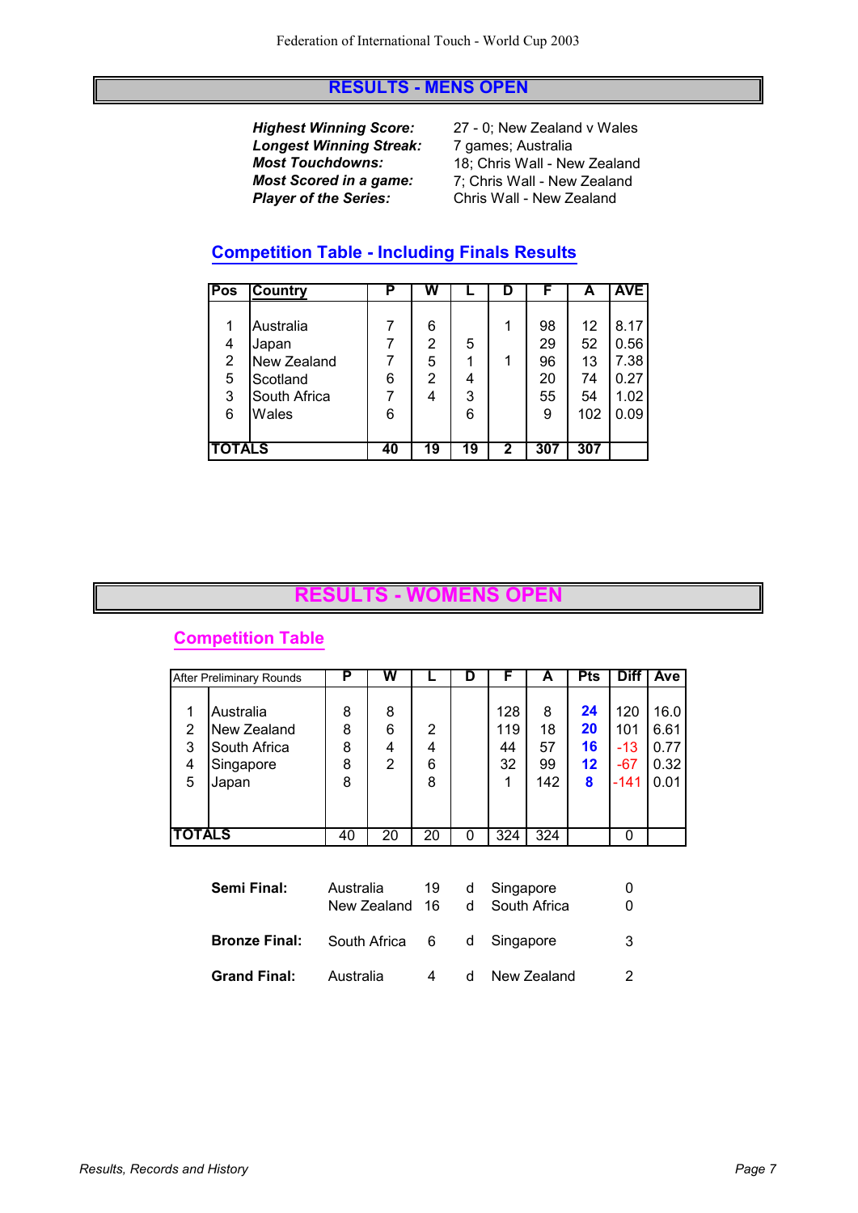## RESULTS - MENS OPEN

| | |
|---|---|
| ***Highest Winning Score:*** | 27 - 0; New Zealand v Wales |
| ***Longest Winning Streak:*** | 7 games; Australia |
| ***Most Touchdowns:*** | 18; Chris Wall - New Zealand |
| ***Most Scored in a game:*** | 7; Chris Wall - New Zealand |
| ***Player of the Series:*** | Chris Wall - New Zealand |

### Competition Table - Including Finals Results

| Pos | Country | P | W | L | D | F | A | AVE |
|---|---|---|---|---|---|---|---|---|
| 1 | Australia | 7 | 6 | | 1 | 98 | 12 | 8.17 |
| 4 | Japan | 7 | 2 | 5 | | 29 | 52 | 0.56 |
| 2 | New Zealand | 7 | 5 | 1 | 1 | 96 | 13 | 7.38 |
| 5 | Scotland | 6 | 2 | 4 | | 20 | 74 | 0.27 |
| 3 | South Africa | 7 | 4 | 3 | | 55 | 54 | 1.02 |
| 6 | Wales | 6 | | 6 | | 9 | 102 | 0.09 |
| **TOTALS** | | **40** | **19** | **19** | **2** | **307** | **307** | |

## RESULTS - WOMENS OPEN

### Competition Table

| After Preliminary Rounds | | P | W | L | D | F | A | Pts | Diff | Ave |
|---|---|---|---|---|---|---|---|---|---|---|
| 1 | Australia | 8 | 8 | | | 128 | 8 | **24** | 120 | 16.0 |
| 2 | New Zealand | 8 | 6 | 2 | | 119 | 18 | **20** | 101 | 6.61 |
| 3 | South Africa | 8 | 4 | 4 | | 44 | 57 | **16** | -13 | 0.77 |
| 4 | Singapore | 8 | 2 | 6 | | 32 | 99 | **12** | -67 | 0.32 |
| 5 | Japan | 8 | | 8 | | 1 | 142 | **8** | -141 | 0.01 |
| **TOTALS** | | 40 | 20 | 20 | 0 | 324 | 324 | | 0 | |

| | | | | | |
|---|---|---|---|---|---|
| **Semi Final:** | Australia | 19 | d | Singapore | 0 |
| | New Zealand | 16 | d | South Africa | 0 |
| **Bronze Final:** | South Africa | 6 | d | Singapore | 3 |
| **Grand Final:** | Australia | 4 | d | New Zealand | 2 |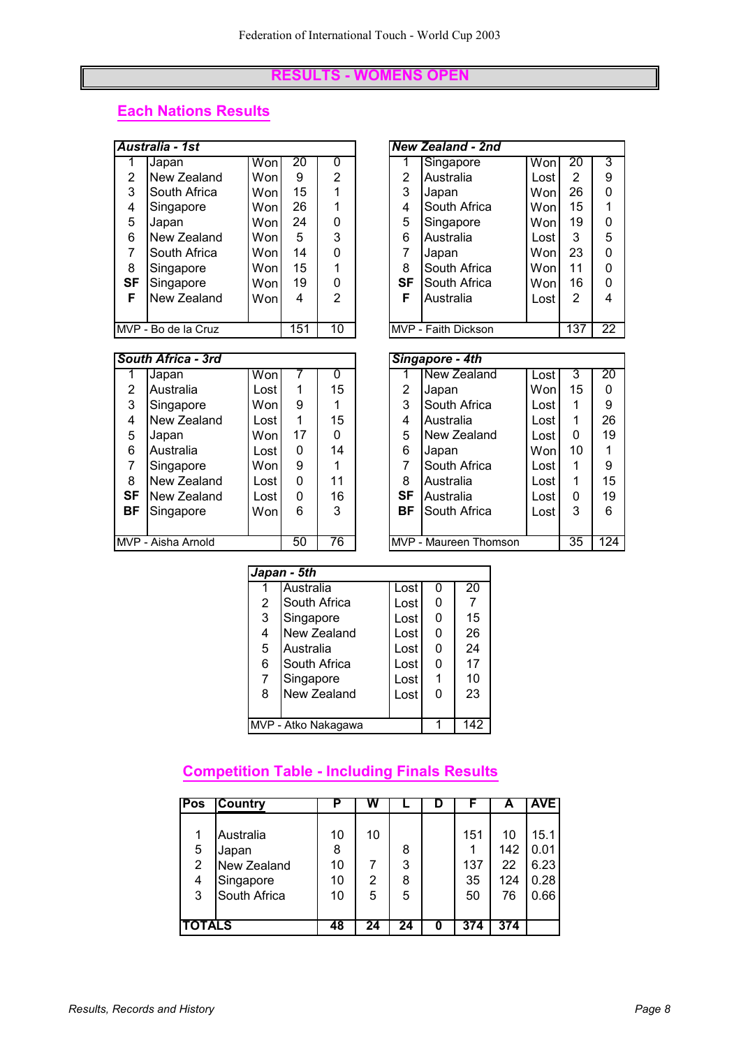# RESULTS - WOMENS OPEN

## Each Nations Results

| *Australia - 1st* | | | | |
|---|---|---|---|---|
| 1 | Japan | Won | 20 | 0 |
| 2 | New Zealand | Won | 9 | 2 |
| 3 | South Africa | Won | 15 | 1 |
| 4 | Singapore | Won | 26 | 1 |
| 5 | Japan | Won | 24 | 0 |
| 6 | New Zealand | Won | 5 | 3 |
| 7 | South Africa | Won | 14 | 0 |
| 8 | Singapore | Won | 15 | 1 |
| **SF** | Singapore | Won | 19 | 0 |
| **F** | New Zealand | Won | 4 | 2 |
| MVP - Bo de la Cruz | | | 151 | 10 |

| *New Zealand - 2nd* | | | | |
|---|---|---|---|---|
| 1 | Singapore | Won | 20 | 3 |
| 2 | Australia | Lost | 2 | 9 |
| 3 | Japan | Won | 26 | 0 |
| 4 | South Africa | Won | 15 | 1 |
| 5 | Singapore | Won | 19 | 0 |
| 6 | Australia | Lost | 3 | 5 |
| 7 | Japan | Won | 23 | 0 |
| 8 | South Africa | Won | 11 | 0 |
| **SF** | South Africa | Won | 16 | 0 |
| **F** | Australia | Lost | 2 | 4 |
| MVP - Faith Dickson | | | 137 | 22 |

| *South Africa - 3rd* | | | | |
|---|---|---|---|---|
| 1 | Japan | Won | 7 | 0 |
| 2 | Australia | Lost | 1 | 15 |
| 3 | Singapore | Won | 9 | 1 |
| 4 | New Zealand | Lost | 1 | 15 |
| 5 | Japan | Won | 17 | 0 |
| 6 | Australia | Lost | 0 | 14 |
| 7 | Singapore | Won | 9 | 1 |
| 8 | New Zealand | Lost | 0 | 11 |
| **SF** | New Zealand | Lost | 0 | 16 |
| **BF** | Singapore | Won | 6 | 3 |
| MVP - Aisha Arnold | | | 50 | 76 |

| *Singapore - 4th* | | | | |
|---|---|---|---|---|
| 1 | New Zealand | Lost | 3 | 20 |
| 2 | Japan | Won | 15 | 0 |
| 3 | South Africa | Lost | 1 | 9 |
| 4 | Australia | Lost | 1 | 26 |
| 5 | New Zealand | Lost | 0 | 19 |
| 6 | Japan | Won | 10 | 1 |
| 7 | South Africa | Lost | 1 | 9 |
| 8 | Australia | Lost | 1 | 15 |
| **SF** | Australia | Lost | 0 | 19 |
| **BF** | South Africa | Lost | 3 | 6 |
| MVP - Maureen Thomson | | | 35 | 124 |

| *Japan - 5th* | | | | |
|---|---|---|---|---|
| 1 | Australia | Lost | 0 | 20 |
| 2 | South Africa | Lost | 0 | 7 |
| 3 | Singapore | Lost | 0 | 15 |
| 4 | New Zealand | Lost | 0 | 26 |
| 5 | Australia | Lost | 0 | 24 |
| 6 | South Africa | Lost | 0 | 17 |
| 7 | Singapore | Lost | 1 | 10 |
| 8 | New Zealand | Lost | 0 | 23 |
| MVP - Atko Nakagawa | | | 1 | 142 |

## Competition Table - Including Finals Results

| Pos | Country | P | W | L | D | F | A | AVE |
|---|---|---|---|---|---|---|---|---|
| 1 | Australia | 10 | 10 | | | 151 | 10 | 15.1 |
| 5 | Japan | 8 | | 8 | | 1 | 142 | 0.01 |
| 2 | New Zealand | 10 | 7 | 3 | | 137 | 22 | 6.23 |
| 4 | Singapore | 10 | 2 | 8 | | 35 | 124 | 0.28 |
| 3 | South Africa | 10 | 5 | 5 | | 50 | 76 | 0.66 |
| **TOTALS** | | **48** | **24** | **24** | **0** | **374** | **374** | |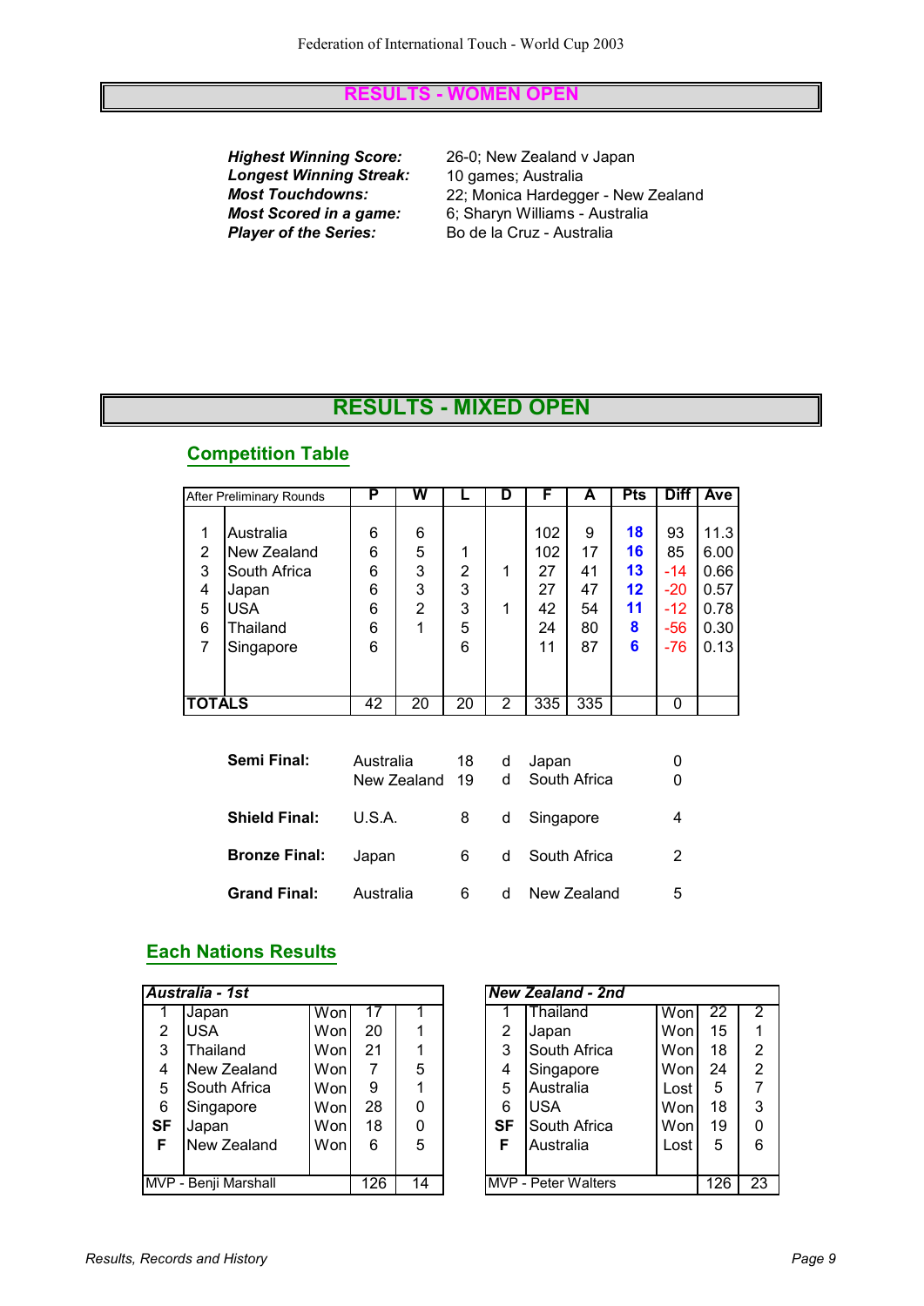# RESULTS - WOMEN OPEN

***Highest Winning Score:*** 26-0; New Zealand v Japan
***Longest Winning Streak:*** 10 games; Australia
***Most Touchdowns:*** 22; Monica Hardegger - New Zealand
***Most Scored in a game:*** 6; Sharyn Williams - Australia
***Player of the Series:*** Bo de la Cruz - Australia

# RESULTS - MIXED OPEN

## Competition Table

| After Preliminary Rounds | | P | W | L | D | F | A | Pts | Diff | Ave |
|---|---|---|---|---|---|---|---|---|---|---|
| 1 | Australia | 6 | 6 | | | 102 | 9 | **18** | 93 | 11.3 |
| 2 | New Zealand | 6 | 5 | 1 | | 102 | 17 | **16** | 85 | 6.00 |
| 3 | South Africa | 6 | 3 | 2 | 1 | 27 | 41 | **13** | -14 | 0.66 |
| 4 | Japan | 6 | 3 | 3 | | 27 | 47 | **12** | -20 | 0.57 |
| 5 | USA | 6 | 2 | 3 | 1 | 42 | 54 | **11** | -12 | 0.78 |
| 6 | Thailand | 6 | 1 | 5 | | 24 | 80 | **8** | -56 | 0.30 |
| 7 | Singapore | 6 | | 6 | | 11 | 87 | **6** | -76 | 0.13 |
| **TOTALS** | | 42 | 20 | 20 | 2 | 335 | 335 | | 0 | |

| | | | | | |
|---|---|---|---|---|---|
| **Semi Final:** | Australia | 18 | d | Japan | 0 |
| | New Zealand | 19 | d | South Africa | 0 |
| **Shield Final:** | U.S.A. | 8 | d | Singapore | 4 |
| **Bronze Final:** | Japan | 6 | d | South Africa | 2 |
| **Grand Final:** | Australia | 6 | d | New Zealand | 5 |

## Each Nations Results

| ***Australia - 1st*** | | | | |
|---|---|---|---|---|
| 1 | Japan | Won | 17 | 1 |
| 2 | USA | Won | 20 | 1 |
| 3 | Thailand | Won | 21 | 1 |
| 4 | New Zealand | Won | 7 | 5 |
| 5 | South Africa | Won | 9 | 1 |
| 6 | Singapore | Won | 28 | 0 |
| **SF** | Japan | Won | 18 | 0 |
| **F** | New Zealand | Won | 6 | 5 |
| MVP - Benji Marshall | | | 126 | 14 |

| ***New Zealand - 2nd*** | | | | |
|---|---|---|---|---|
| 1 | Thailand | Won | 22 | 2 |
| 2 | Japan | Won | 15 | 1 |
| 3 | South Africa | Won | 18 | 2 |
| 4 | Singapore | Won | 24 | 2 |
| 5 | Australia | Lost | 5 | 7 |
| 6 | USA | Won | 18 | 3 |
| **SF** | South Africa | Won | 19 | 0 |
| **F** | Australia | Lost | 5 | 6 |
| MVP - Peter Walters | | | 126 | 23 |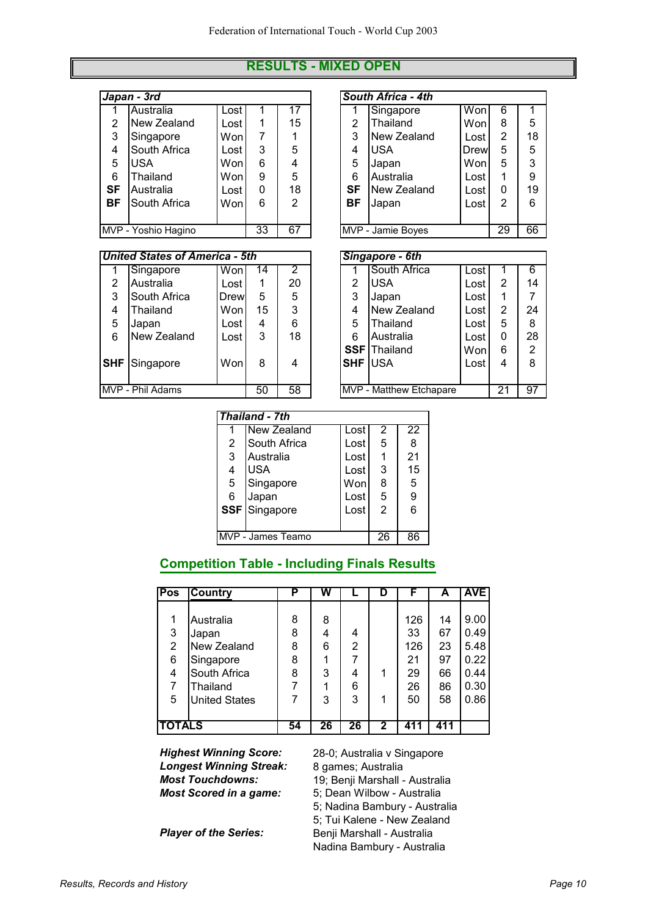## RESULTS - MIXED OPEN

| *Japan - 3rd* | | | | |
|---|---|---|---|---|
| 1 | Australia | Lost | 1 | 17 |
| 2 | New Zealand | Lost | 1 | 15 |
| 3 | Singapore | Won | 7 | 1 |
| 4 | South Africa | Lost | 3 | 5 |
| 5 | USA | Won | 6 | 4 |
| 6 | Thailand | Won | 9 | 5 |
| **SF** | Australia | Lost | 0 | 18 |
| **BF** | South Africa | Won | 6 | 2 |
| MVP - Yoshio Hagino | | | 33 | 67 |

| *South Africa - 4th* | | | | |
|---|---|---|---|---|
| 1 | Singapore | Won | 6 | 1 |
| 2 | Thailand | Won | 8 | 5 |
| 3 | New Zealand | Lost | 2 | 18 |
| 4 | USA | Drew | 5 | 5 |
| 5 | Japan | Won | 5 | 3 |
| 6 | Australia | Lost | 1 | 9 |
| **SF** | New Zealand | Lost | 0 | 19 |
| **BF** | Japan | Lost | 2 | 6 |
| MVP - Jamie Boyes | | | 29 | 66 |

| *United States of America - 5th* | | | | |
|---|---|---|---|---|
| 1 | Singapore | Won | 14 | 2 |
| 2 | Australia | Lost | 1 | 20 |
| 3 | South Africa | Drew | 5 | 5 |
| 4 | Thailand | Won | 15 | 3 |
| 5 | Japan | Lost | 4 | 6 |
| 6 | New Zealand | Lost | 3 | 18 |
| **SHF** | Singapore | Won | 8 | 4 |
| MVP - Phil Adams | | | 50 | 58 |

| *Singapore - 6th* | | | | |
|---|---|---|---|---|
| 1 | South Africa | Lost | 1 | 6 |
| 2 | USA | Lost | 2 | 14 |
| 3 | Japan | Lost | 1 | 7 |
| 4 | New Zealand | Lost | 2 | 24 |
| 5 | Thailand | Lost | 5 | 8 |
| 6 | Australia | Lost | 0 | 28 |
| **SSF** | Thailand | Won | 6 | 2 |
| **SHF** | USA | Lost | 4 | 8 |
| MVP - Matthew Etchapare | | | 21 | 97 |

| *Thailand - 7th* | | | | |
|---|---|---|---|---|
| 1 | New Zealand | Lost | 2 | 22 |
| 2 | South Africa | Lost | 5 | 8 |
| 3 | Australia | Lost | 1 | 21 |
| 4 | USA | Lost | 3 | 15 |
| 5 | Singapore | Won | 8 | 5 |
| 6 | Japan | Lost | 5 | 9 |
| **SSF** | Singapore | Lost | 2 | 6 |
| MVP - James Teamo | | | 26 | 86 |

## Competition Table - Including Finals Results

| Pos | Country | P | W | L | D | F | A | AVE |
|---|---|---|---|---|---|---|---|---|
| 1 | Australia | 8 | 8 | | | 126 | 14 | 9.00 |
| 3 | Japan | 8 | 4 | 4 | | 33 | 67 | 0.49 |
| 2 | New Zealand | 8 | 6 | 2 | | 126 | 23 | 5.48 |
| 6 | Singapore | 8 | 1 | 7 | | 21 | 97 | 0.22 |
| 4 | South Africa | 8 | 3 | 4 | 1 | 29 | 66 | 0.44 |
| 7 | Thailand | 7 | 1 | 6 | | 26 | 86 | 0.30 |
| 5 | United States | 7 | 3 | 3 | 1 | 50 | 58 | 0.86 |
| **TOTALS** | | **54** | **26** | **26** | **2** | **411** | **411** | |

***Highest Winning Score:*** 28-0; Australia v Singapore
***Longest Winning Streak:*** 8 games; Australia
***Most Touchdowns:*** 19; Benji Marshall - Australia
***Most Scored in a game:*** 5; Dean Wilbow - Australia
5; Nadina Bambury - Australia
5; Tui Kalene - New Zealand
***Player of the Series:*** Benji Marshall - Australia
Nadina Bambury - Australia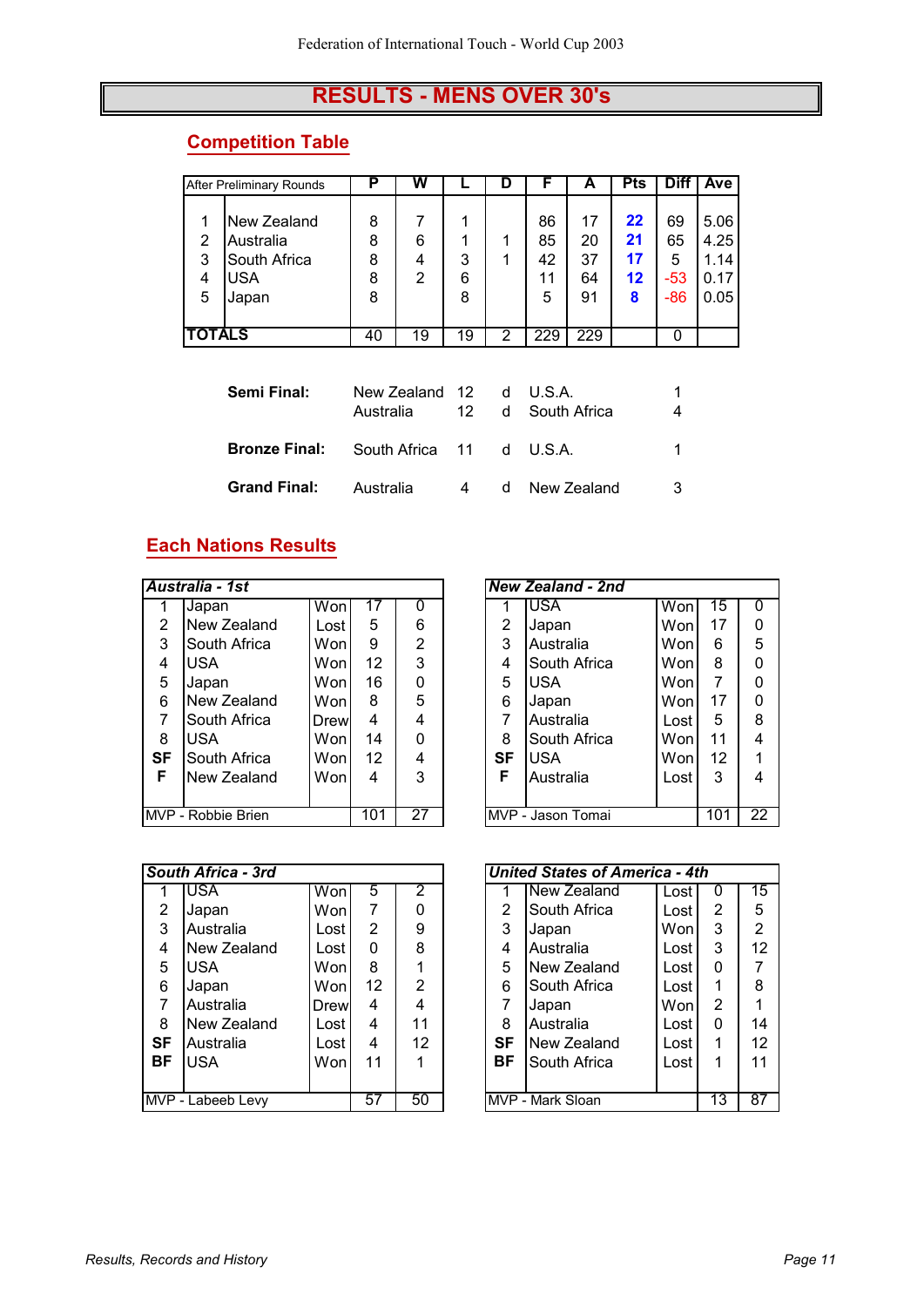# RESULTS - MENS OVER 30's

## Competition Table

| After Preliminary Rounds | | P | W | L | D | F | A | Pts | Diff | Ave |
|---|---|---|---|---|---|---|---|---|---|---|
| 1 | New Zealand | 8 | 7 | 1 | | 86 | 17 | 22 | 69 | 5.06 |
| 2 | Australia | 8 | 6 | 1 | 1 | 85 | 20 | 21 | 65 | 4.25 |
| 3 | South Africa | 8 | 4 | 3 | 1 | 42 | 37 | 17 | 5 | 1.14 |
| 4 | USA | 8 | 2 | 6 | | 11 | 64 | 12 | -53 | 0.17 |
| 5 | Japan | 8 | | 8 | | 5 | 91 | 8 | -86 | 0.05 |
| TOTALS | | 40 | 19 | 19 | 2 | 229 | 229 | | 0 | |

| | | | | | |
|---|---|---|---|---|---|
| **Semi Final:** | New Zealand | 12 | d | U.S.A. | 1 |
| | Australia | 12 | d | South Africa | 4 |
| **Bronze Final:** | South Africa | 11 | d | U.S.A. | 1 |
| **Grand Final:** | Australia | 4 | d | New Zealand | 3 |

## Each Nations Results

| *Australia - 1st* | | | | |
|---|---|---|---|---|
| 1 | Japan | Won | 17 | 0 |
| 2 | New Zealand | Lost | 5 | 6 |
| 3 | South Africa | Won | 9 | 2 |
| 4 | USA | Won | 12 | 3 |
| 5 | Japan | Won | 16 | 0 |
| 6 | New Zealand | Won | 8 | 5 |
| 7 | South Africa | Drew | 4 | 4 |
| 8 | USA | Won | 14 | 0 |
| SF | South Africa | Won | 12 | 4 |
| F | New Zealand | Won | 4 | 3 |
| MVP - Robbie Brien | | | 101 | 27 |

| *New Zealand - 2nd* | | | | |
|---|---|---|---|---|
| 1 | USA | Won | 15 | 0 |
| 2 | Japan | Won | 17 | 0 |
| 3 | Australia | Won | 6 | 5 |
| 4 | South Africa | Won | 8 | 0 |
| 5 | USA | Won | 7 | 0 |
| 6 | Japan | Won | 17 | 0 |
| 7 | Australia | Lost | 5 | 8 |
| 8 | South Africa | Won | 11 | 4 |
| SF | USA | Won | 12 | 1 |
| F | Australia | Lost | 3 | 4 |
| MVP - Jason Tomai | | | 101 | 22 |

| *South Africa - 3rd* | | | | |
|---|---|---|---|---|
| 1 | USA | Won | 5 | 2 |
| 2 | Japan | Won | 7 | 0 |
| 3 | Australia | Lost | 2 | 9 |
| 4 | New Zealand | Lost | 0 | 8 |
| 5 | USA | Won | 8 | 1 |
| 6 | Japan | Won | 12 | 2 |
| 7 | Australia | Drew | 4 | 4 |
| 8 | New Zealand | Lost | 4 | 11 |
| SF | Australia | Lost | 4 | 12 |
| BF | USA | Won | 11 | 1 |
| MVP - Labeeb Levy | | | 57 | 50 |

| *United States of America - 4th* | | | | |
|---|---|---|---|---|
| 1 | New Zealand | Lost | 0 | 15 |
| 2 | South Africa | Lost | 2 | 5 |
| 3 | Japan | Won | 3 | 2 |
| 4 | Australia | Lost | 3 | 12 |
| 5 | New Zealand | Lost | 0 | 7 |
| 6 | South Africa | Lost | 1 | 8 |
| 7 | Japan | Won | 2 | 1 |
| 8 | Australia | Lost | 0 | 14 |
| SF | New Zealand | Lost | 1 | 12 |
| BF | South Africa | Lost | 1 | 11 |
| MVP - Mark Sloan | | | 13 | 87 |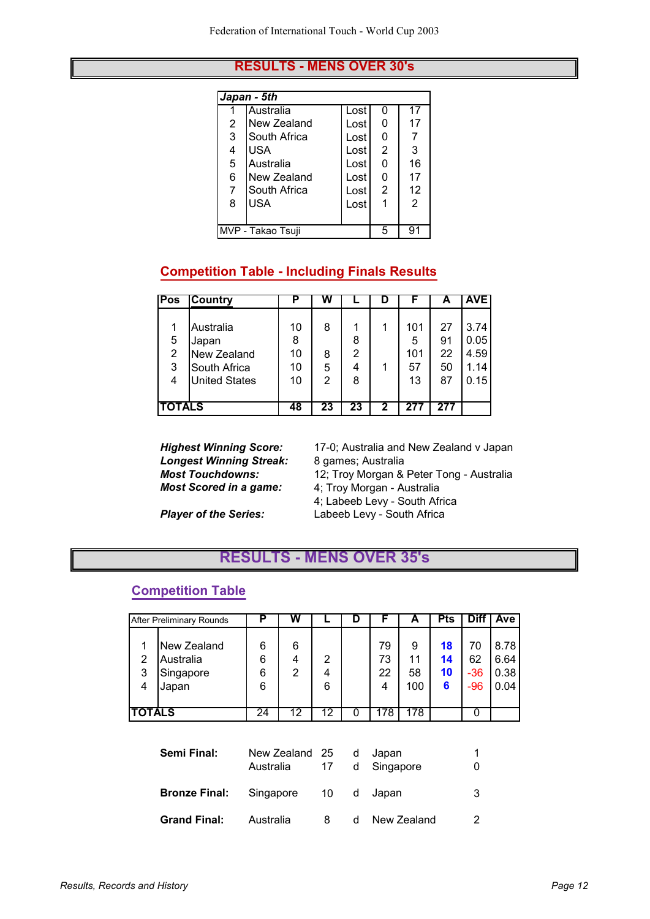## RESULTS - MENS OVER 30's

| *Japan - 5th* | | | | |
|---|---|---|---|---|
| 1 | Australia | Lost | 0 | 17 |
| 2 | New Zealand | Lost | 0 | 17 |
| 3 | South Africa | Lost | 0 | 7 |
| 4 | USA | Lost | 2 | 3 |
| 5 | Australia | Lost | 0 | 16 |
| 6 | New Zealand | Lost | 0 | 17 |
| 7 | South Africa | Lost | 2 | 12 |
| 8 | USA | Lost | 1 | 2 |
| MVP - Takao Tsuji | | | 5 | 91 |

### Competition Table - Including Finals Results

| Pos | Country | P | W | L | D | F | A | AVE |
|---|---|---|---|---|---|---|---|---|
| 1 | Australia | 10 | 8 | 1 | 1 | 101 | 27 | 3.74 |
| 5 | Japan | 8 | | 8 | | 5 | 91 | 0.05 |
| 2 | New Zealand | 10 | 8 | 2 | | 101 | 22 | 4.59 |
| 3 | South Africa | 10 | 5 | 4 | 1 | 57 | 50 | 1.14 |
| 4 | United States | 10 | 2 | 8 | | 13 | 87 | 0.15 |
| TOTALS | | 48 | 23 | 23 | 2 | 277 | 277 | |

***Highest Winning Score:*** 17-0; Australia and New Zealand v Japan
***Longest Winning Streak:*** 8 games; Australia
***Most Touchdowns:*** 12; Troy Morgan & Peter Tong - Australia
***Most Scored in a game:*** 4; Troy Morgan - Australia
4; Labeeb Levy - South Africa
***Player of the Series:*** Labeeb Levy - South Africa

## RESULTS - MENS OVER 35's

### Competition Table

| After Preliminary Rounds | | P | W | L | D | F | A | Pts | Diff | Ave |
|---|---|---|---|---|---|---|---|---|---|---|
| 1 | New Zealand | 6 | 6 | | | 79 | 9 | 18 | 70 | 8.78 |
| 2 | Australia | 6 | 4 | 2 | | 73 | 11 | 14 | 62 | 6.64 |
| 3 | Singapore | 6 | 2 | 4 | | 22 | 58 | 10 | -36 | 0.38 |
| 4 | Japan | 6 | | 6 | | 4 | 100 | 6 | -96 | 0.04 |
| TOTALS | | 24 | 12 | 12 | 0 | 178 | 178 | | 0 | |

| | | | | | |
|---|---|---|---|---|---|
| **Semi Final:** | New Zealand | 25 | d | Japan | 1 |
| | Australia | 17 | d | Singapore | 0 |
| **Bronze Final:** | Singapore | 10 | d | Japan | 3 |
| **Grand Final:** | Australia | 8 | d | New Zealand | 2 |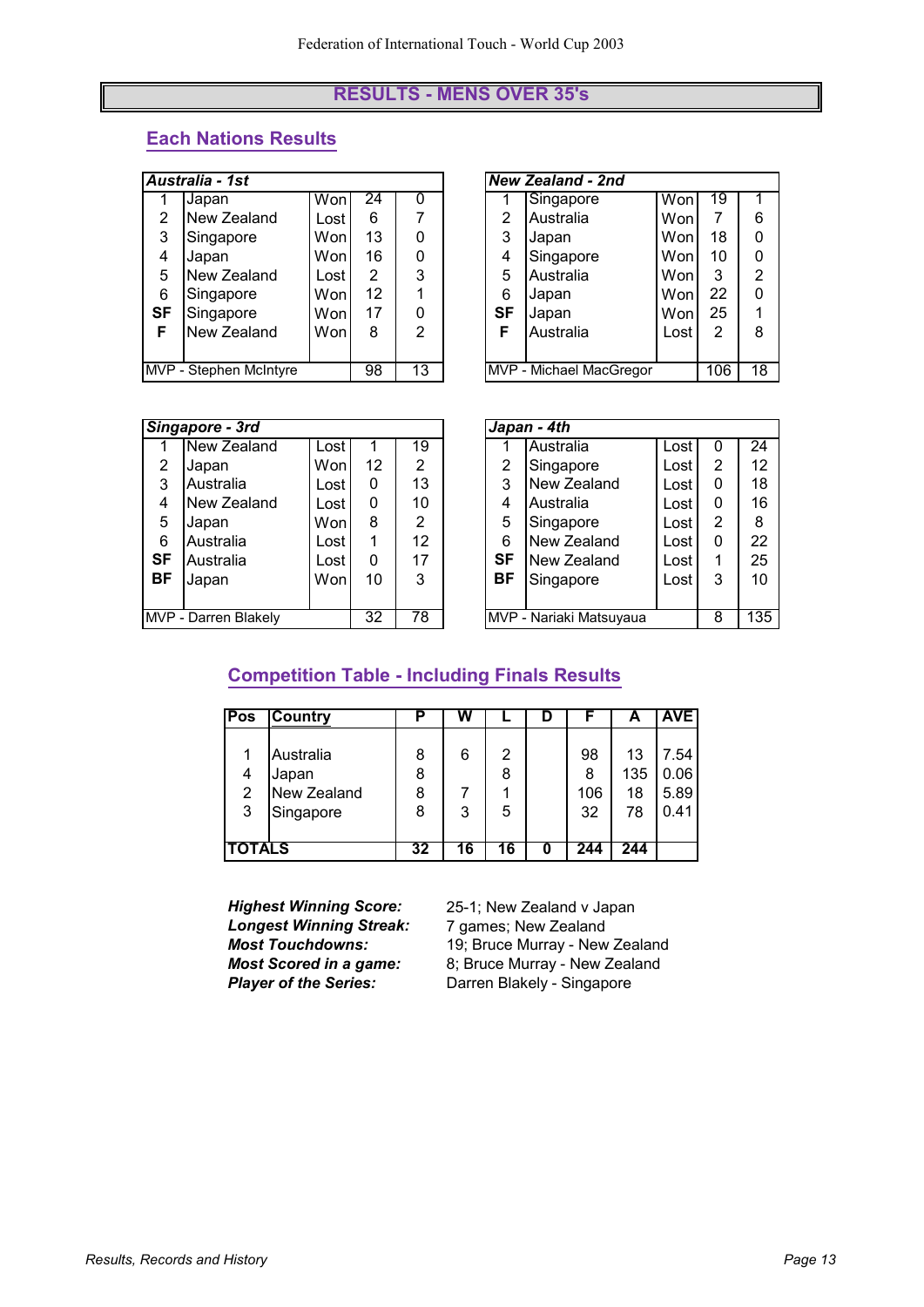## RESULTS - MENS OVER 35's

### Each Nations Results

| *Australia - 1st* | | | | |
|---|---|---|---|---|
| 1 | Japan | Won | 24 | 0 |
| 2 | New Zealand | Lost | 6 | 7 |
| 3 | Singapore | Won | 13 | 0 |
| 4 | Japan | Won | 16 | 0 |
| 5 | New Zealand | Lost | 2 | 3 |
| 6 | Singapore | Won | 12 | 1 |
| **SF** | Singapore | Won | 17 | 0 |
| **F** | New Zealand | Won | 8 | 2 |
| MVP - Stephen McIntyre | | | 98 | 13 |

| *New Zealand - 2nd* | | | | |
|---|---|---|---|---|
| 1 | Singapore | Won | 19 | 1 |
| 2 | Australia | Won | 7 | 6 |
| 3 | Japan | Won | 18 | 0 |
| 4 | Singapore | Won | 10 | 0 |
| 5 | Australia | Won | 3 | 2 |
| 6 | Japan | Won | 22 | 0 |
| **SF** | Japan | Won | 25 | 1 |
| **F** | Australia | Lost | 2 | 8 |
| MVP - Michael MacGregor | | | 106 | 18 |

| *Singapore - 3rd* | | | | |
|---|---|---|---|---|
| 1 | New Zealand | Lost | 1 | 19 |
| 2 | Japan | Won | 12 | 2 |
| 3 | Australia | Lost | 0 | 13 |
| 4 | New Zealand | Lost | 0 | 10 |
| 5 | Japan | Won | 8 | 2 |
| 6 | Australia | Lost | 1 | 12 |
| **SF** | Australia | Lost | 0 | 17 |
| **BF** | Japan | Won | 10 | 3 |
| MVP - Darren Blakely | | | 32 | 78 |

| *Japan - 4th* | | | | |
|---|---|---|---|---|
| 1 | Australia | Lost | 0 | 24 |
| 2 | Singapore | Lost | 2 | 12 |
| 3 | New Zealand | Lost | 0 | 18 |
| 4 | Australia | Lost | 0 | 16 |
| 5 | Singapore | Lost | 2 | 8 |
| 6 | New Zealand | Lost | 0 | 22 |
| **SF** | New Zealand | Lost | 1 | 25 |
| **BF** | Singapore | Lost | 3 | 10 |
| MVP - Nariaki Matsuyaua | | | 8 | 135 |

### Competition Table - Including Finals Results

| Pos | Country | P | W | L | D | F | A | AVE |
|---|---|---|---|---|---|---|---|---|
| 1 | Australia | 8 | 6 | 2 | | 98 | 13 | 7.54 |
| 4 | Japan | 8 | | 8 | | 8 | 135 | 0.06 |
| 2 | New Zealand | 8 | 7 | 1 | | 106 | 18 | 5.89 |
| 3 | Singapore | 8 | 3 | 5 | | 32 | 78 | 0.41 |
| **TOTALS** | | **32** | **16** | **16** | **0** | **244** | **244** | |

***Highest Winning Score:*** 25-1; New Zealand v Japan
***Longest Winning Streak:*** 7 games; New Zealand
***Most Touchdowns:*** 19; Bruce Murray - New Zealand
***Most Scored in a game:*** 8; Bruce Murray - New Zealand
***Player of the Series:*** Darren Blakely - Singapore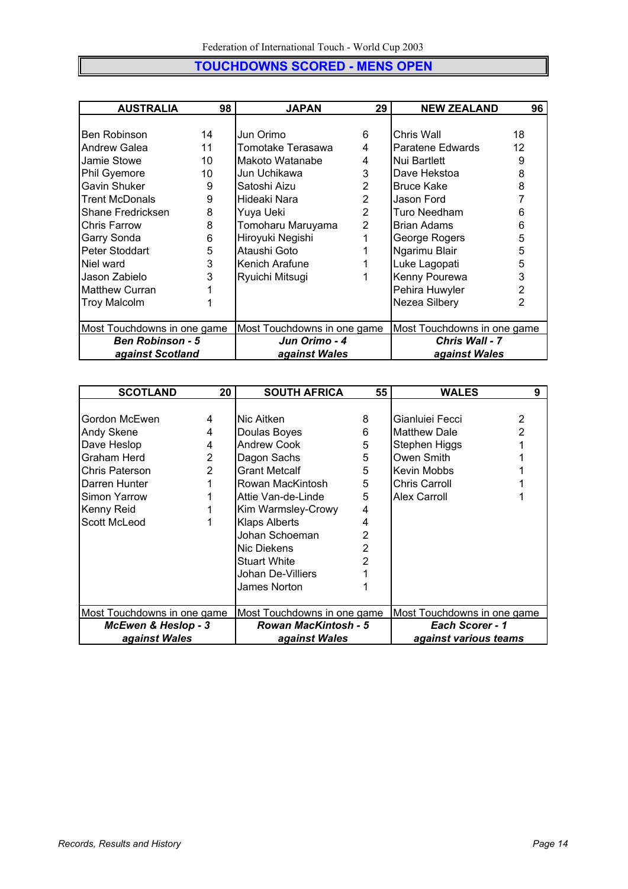Federation of International Touch - World Cup 2003

# TOUCHDOWNS SCORED - MENS OPEN

| AUSTRALIA | 98 | JAPAN | 29 | NEW ZEALAND | 96 |
|---|---|---|---|---|---|
| Ben Robinson | 14 | Jun Orimo | 6 | Chris Wall | 18 |
| Andrew Galea | 11 | Tomotake Terasawa | 4 | Paratene Edwards | 12 |
| Jamie Stowe | 10 | Makoto Watanabe | 4 | Nui Bartlett | 9 |
| Phil Gyemore | 10 | Jun Uchikawa | 3 | Dave Hekstoa | 8 |
| Gavin Shuker | 9 | Satoshi Aizu | 2 | Bruce Kake | 8 |
| Trent McDonals | 9 | Hideaki Nara | 2 | Jason Ford | 7 |
| Shane Fredricksen | 8 | Yuya Ueki | 2 | Turo Needham | 6 |
| Chris Farrow | 8 | Tomoharu Maruyama | 2 | Brian Adams | 6 |
| Garry Sonda | 6 | Hiroyuki Negishi | 1 | George Rogers | 5 |
| Peter Stoddart | 5 | Ataushi Goto | 1 | Ngarimu Blair | 5 |
| Niel ward | 3 | Kenich Arafune | 1 | Luke Lagopati | 5 |
| Jason Zabielo | 3 | Ryuichi Mitsugi | 1 | Kenny Pourewa | 3 |
| Matthew Curran | 1 | | | Pehira Huwyler | 2 |
| Troy Malcolm | 1 | | | Nezea Silbery | 2 |
| Most Touchdowns in one game | | Most Touchdowns in one game | | Most Touchdowns in one game | |
| ***Ben Robinson - 5 against Scotland*** | | ***Jun Orimo - 4 against Wales*** | | ***Chris Wall - 7 against Wales*** | |

| SCOTLAND | 20 | SOUTH AFRICA | 55 | WALES | 9 |
|---|---|---|---|---|---|
| Gordon McEwen | 4 | Nic Aitken | 8 | Gianluiei Fecci | 2 |
| Andy Skene | 4 | Doulas Boyes | 6 | Matthew Dale | 2 |
| Dave Heslop | 4 | Andrew Cook | 5 | Stephen Higgs | 1 |
| Graham Herd | 2 | Dagon Sachs | 5 | Owen Smith | 1 |
| Chris Paterson | 2 | Grant Metcalf | 5 | Kevin Mobbs | 1 |
| Darren Hunter | 1 | Rowan MacKintosh | 5 | Chris Carroll | 1 |
| Simon Yarrow | 1 | Attie Van-de-Linde | 5 | Alex Carroll | 1 |
| Kenny Reid | 1 | Kim Warmsley-Crowy | 4 | | |
| Scott McLeod | 1 | Klaps Alberts | 4 | | |
| | | Johan Schoeman | 2 | | |
| | | Nic Diekens | 2 | | |
| | | Stuart White | 2 | | |
| | | Johan De-Villiers | 1 | | |
| | | James Norton | 1 | | |
| Most Touchdowns in one game | | Most Touchdowns in one game | | Most Touchdowns in one game | |
| ***McEwen & Heslop - 3 against Wales*** | | ***Rowan MacKintosh - 5 against Wales*** | | ***Each Scorer - 1 against various teams*** | |

*Records, Results and History*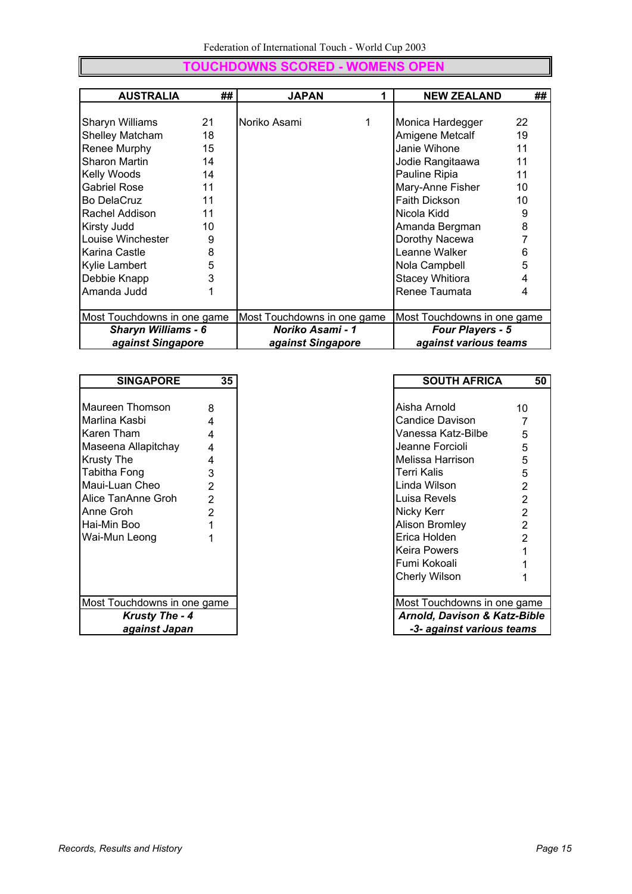# TOUCHDOWNS SCORED - WOMENS OPEN

| AUSTRALIA | ## |
|---|---|
| Sharyn Williams | 21 |
| Shelley Matcham | 18 |
| Renee Murphy | 15 |
| Sharon Martin | 14 |
| Kelly Woods | 14 |
| Gabriel Rose | 11 |
| Bo DelaCruz | 11 |
| Rachel Addison | 11 |
| Kirsty Judd | 10 |
| Louise Winchester | 9 |
| Karina Castle | 8 |
| Kylie Lambert | 5 |
| Debbie Knapp | 3 |
| Amanda Judd | 1 |
| Most Touchdowns in one game | |
| ***Sharyn Williams - 6 against Singapore*** | |

| JAPAN | 1 |
|---|---|
| Noriko Asami | 1 |
| Most Touchdowns in one game | |
| ***Noriko Asami - 1 against Singapore*** | |

| NEW ZEALAND | ## |
|---|---|
| Monica Hardegger | 22 |
| Amigene Metcalf | 19 |
| Janie Wihone | 11 |
| Jodie Rangitaawa | 11 |
| Pauline Ripia | 11 |
| Mary-Anne Fisher | 10 |
| Faith Dickson | 10 |
| Nicola Kidd | 9 |
| Amanda Bergman | 8 |
| Dorothy Nacewa | 7 |
| Leanne Walker | 6 |
| Nola Campbell | 5 |
| Stacey Whitiora | 4 |
| Renee Taumata | 4 |
| Most Touchdowns in one game | |
| ***Four Players - 5 against various teams*** | |

| SINGAPORE | 35 |
|---|---|
| Maureen Thomson | 8 |
| Marlina Kasbi | 4 |
| Karen Tham | 4 |
| Maseena Allapitchay | 4 |
| Krusty The | 4 |
| Tabitha Fong | 3 |
| Maui-Luan Cheo | 2 |
| Alice TanAnne Groh | 2 |
| Anne Groh | 2 |
| Hai-Min Boo | 1 |
| Wai-Mun Leong | 1 |
| Most Touchdowns in one game | |
| ***Krusty The - 4 against Japan*** | |

| SOUTH AFRICA | 50 |
|---|---|
| Aisha Arnold | 10 |
| Candice Davison | 7 |
| Vanessa Katz-Bilbe | 5 |
| Jeanne Forcioli | 5 |
| Melissa Harrison | 5 |
| Terri Kalis | 5 |
| Linda Wilson | 2 |
| Luisa Revels | 2 |
| Nicky Kerr | 2 |
| Alison Bromley | 2 |
| Erica Holden | 2 |
| Keira Powers | 1 |
| Fumi Kokoali | 1 |
| Cherly Wilson | 1 |
| Most Touchdowns in one game | |
| ***Arnold, Davison & Katz-Bible -3- against various teams*** | |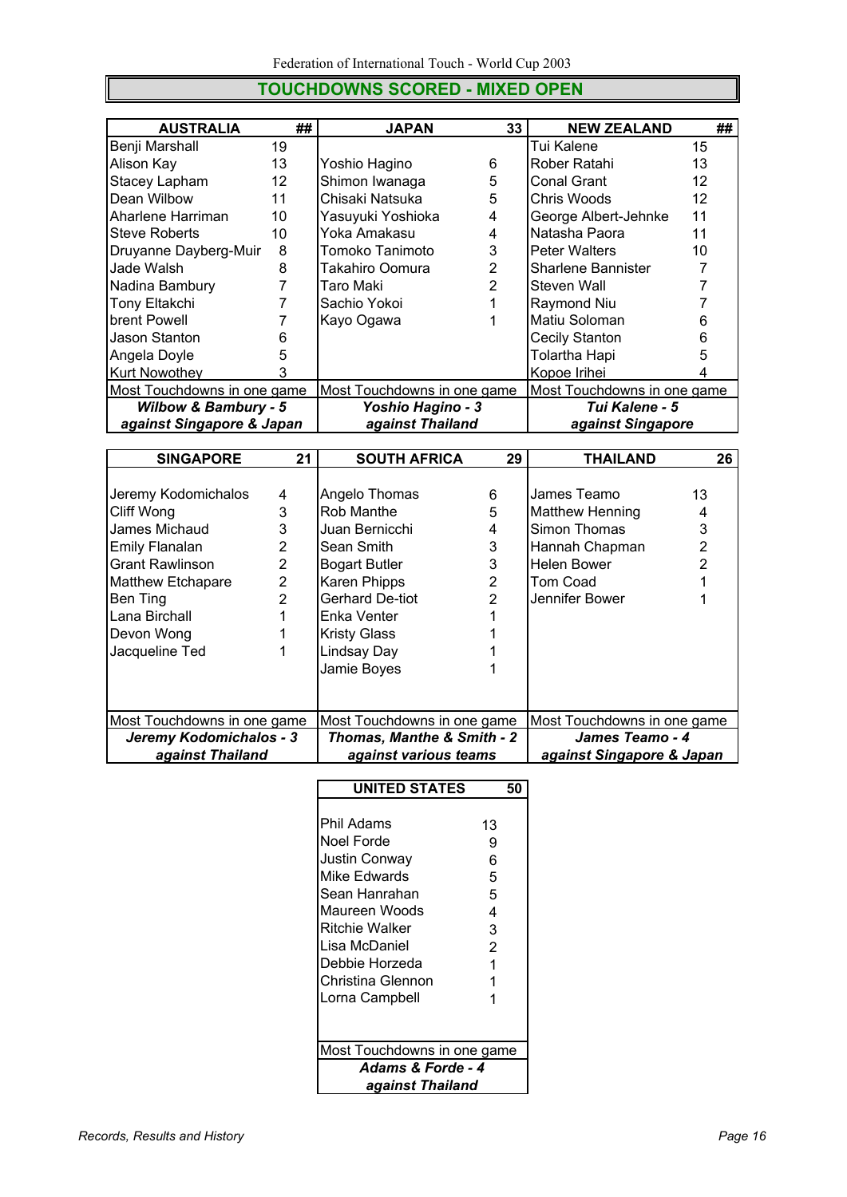Federation of International Touch - World Cup 2003

## TOUCHDOWNS SCORED - MIXED OPEN

| AUSTRALIA | ## |
|---|---|
| Benji Marshall | 19 |
| Alison Kay | 13 |
| Stacey Lapham | 12 |
| Dean Wilbow | 11 |
| Aharlene Harriman | 10 |
| Steve Roberts | 10 |
| Druyanne Dayberg-Muir | 8 |
| Jade Walsh | 8 |
| Nadina Bambury | 7 |
| Tony Eltakchi | 7 |
| brent Powell | 7 |
| Jason Stanton | 6 |
| Angela Doyle | 5 |
| Kurt Nowothey | 3 |
| Most Touchdowns in one game | |
| ***Wilbow & Bambury - 5 against Singapore & Japan*** | |

| JAPAN | 33 |
|---|---|
| Yoshio Hagino | 6 |
| Shimon Iwanaga | 5 |
| Chisaki Natsuka | 5 |
| Yasuyuki Yoshioka | 4 |
| Yoka Amakasu | 4 |
| Tomoko Tanimoto | 3 |
| Takahiro Oomura | 2 |
| Taro Maki | 2 |
| Sachio Yokoi | 1 |
| Kayo Ogawa | 1 |
| Most Touchdowns in one game | |
| ***Yoshio Hagino - 3 against Thailand*** | |

| NEW ZEALAND | ## |
|---|---|
| Tui Kalene | 15 |
| Rober Ratahi | 13 |
| Conal Grant | 12 |
| Chris Woods | 12 |
| George Albert-Jehnke | 11 |
| Natasha Paora | 11 |
| Peter Walters | 10 |
| Sharlene Bannister | 7 |
| Steven Wall | 7 |
| Raymond Niu | 7 |
| Matiu Soloman | 6 |
| Cecily Stanton | 6 |
| Tolartha Hapi | 5 |
| Kopoe Irihei | 4 |
| Most Touchdowns in one game | |
| ***Tui Kalene - 5 against Singapore*** | |

| SINGAPORE | 21 |
|---|---|
| Jeremy Kodomichalos | 4 |
| Cliff Wong | 3 |
| James Michaud | 3 |
| Emily Flanalan | 2 |
| Grant Rawlinson | 2 |
| Matthew Etchapare | 2 |
| Ben Ting | 2 |
| Lana Birchall | 1 |
| Devon Wong | 1 |
| Jacqueline Ted | 1 |
| Most Touchdowns in one game | |
| ***Jeremy Kodomichalos - 3 against Thailand*** | |

| SOUTH AFRICA | 29 |
|---|---|
| Angelo Thomas | 6 |
| Rob Manthe | 5 |
| Juan Bernicchi | 4 |
| Sean Smith | 3 |
| Bogart Butler | 3 |
| Karen Phipps | 2 |
| Gerhard De-tiot | 2 |
| Enka Venter | 1 |
| Kristy Glass | 1 |
| Lindsay Day | 1 |
| Jamie Boyes | 1 |
| Most Touchdowns in one game | |
| ***Thomas, Manthe & Smith - 2 against various teams*** | |

| THAILAND | 26 |
|---|---|
| James Teamo | 13 |
| Matthew Henning | 4 |
| Simon Thomas | 3 |
| Hannah Chapman | 2 |
| Helen Bower | 2 |
| Tom Coad | 1 |
| Jennifer Bower | 1 |
| Most Touchdowns in one game | |
| ***James Teamo - 4 against Singapore & Japan*** | |

| UNITED STATES | 50 |
|---|---|
| Phil Adams | 13 |
| Noel Forde | 9 |
| Justin Conway | 6 |
| Mike Edwards | 5 |
| Sean Hanrahan | 5 |
| Maureen Woods | 4 |
| Ritchie Walker | 3 |
| Lisa McDaniel | 2 |
| Debbie Horzeda | 1 |
| Christina Glennon | 1 |
| Lorna Campbell | 1 |
| Most Touchdowns in one game | |
| ***Adams & Forde - 4 against Thailand*** | |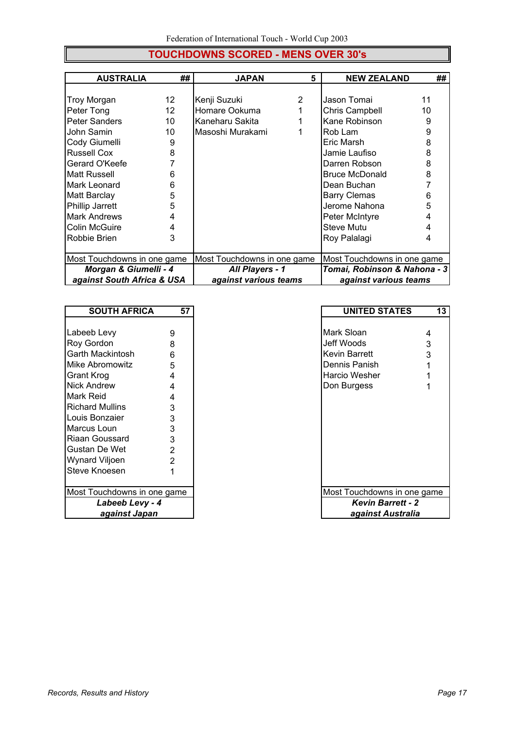Federation of International Touch - World Cup 2003

## TOUCHDOWNS SCORED - MENS OVER 30's

| AUSTRALIA | ## |
|---|---|
| Troy Morgan | 12 |
| Peter Tong | 12 |
| Peter Sanders | 10 |
| John Samin | 10 |
| Cody Giumelli | 9 |
| Russell Cox | 8 |
| Gerard O'Keefe | 7 |
| Matt Russell | 6 |
| Mark Leonard | 6 |
| Matt Barclay | 5 |
| Phillip Jarrett | 5 |
| Mark Andrews | 4 |
| Colin McGuire | 4 |
| Robbie Brien | 3 |
| Most Touchdowns in one game | |
| ***Morgan & Giumelli - 4*** | |
| ***against South Africa & USA*** | |

| JAPAN | 5 |
|---|---|
| Kenji Suzuki | 2 |
| Homare Ookuma | 1 |
| Kaneharu Sakita | 1 |
| Masoshi Murakami | 1 |
| Most Touchdowns in one game | |
| ***All Players - 1*** | |
| ***against various teams*** | |

| NEW ZEALAND | ## |
|---|---|
| Jason Tomai | 11 |
| Chris Campbell | 10 |
| Kane Robinson | 9 |
| Rob Lam | 9 |
| Eric Marsh | 8 |
| Jamie Laufiso | 8 |
| Darren Robson | 8 |
| Bruce McDonald | 8 |
| Dean Buchan | 7 |
| Barry Clemas | 6 |
| Jerome Nahona | 5 |
| Peter McIntyre | 4 |
| Steve Mutu | 4 |
| Roy Palalagi | 4 |
| Most Touchdowns in one game | |
| ***Tomai, Robinson & Nahona - 3*** | |
| ***against various teams*** | |

| SOUTH AFRICA | 57 |
|---|---|
| Labeeb Levy | 9 |
| Roy Gordon | 8 |
| Garth Mackintosh | 6 |
| Mike Abromowitz | 5 |
| Grant Krog | 4 |
| Nick Andrew | 4 |
| Mark Reid | 4 |
| Richard Mullins | 3 |
| Louis Bonzaier | 3 |
| Marcus Loun | 3 |
| Riaan Goussard | 3 |
| Gustan De Wet | 2 |
| Wynard Viljoen | 2 |
| Steve Knoesen | 1 |
| Most Touchdowns in one game | |
| ***Labeeb Levy - 4*** | |
| ***against Japan*** | |

| UNITED STATES | 13 |
|---|---|
| Mark Sloan | 4 |
| Jeff Woods | 3 |
| Kevin Barrett | 3 |
| Dennis Panish | 1 |
| Harcio Wesher | 1 |
| Don Burgess | 1 |
| Most Touchdowns in one game | |
| ***Kevin Barrett - 2*** | |
| ***against Australia*** | |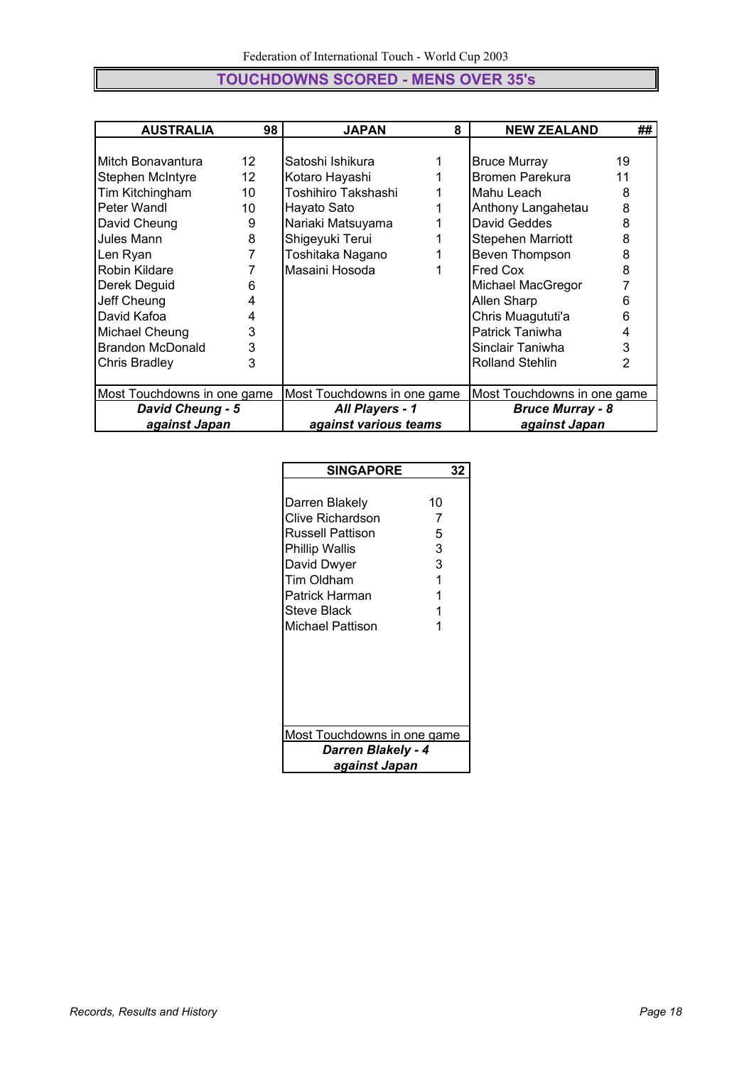Federation of International Touch - World Cup 2003

# TOUCHDOWNS SCORED - MENS OVER 35's

| AUSTRALIA | 98 | JAPAN | 8 | NEW ZEALAND | ## |
|---|---|---|---|---|---|
| Mitch Bonavantura | 12 | Satoshi Ishikura | 1 | Bruce Murray | 19 |
| Stephen McIntyre | 12 | Kotaro Hayashi | 1 | Bromen Parekura | 11 |
| Tim Kitchingham | 10 | Toshihiro Takshashi | 1 | Mahu Leach | 8 |
| Peter Wandl | 10 | Hayato Sato | 1 | Anthony Langahetau | 8 |
| David Cheung | 9 | Nariaki Matsuyama | 1 | David Geddes | 8 |
| Jules Mann | 8 | Shigeyuki Terui | 1 | Stepehen Marriott | 8 |
| Len Ryan | 7 | Toshitaka Nagano | 1 | Beven Thompson | 8 |
| Robin Kildare | 7 | Masaini Hosoda | 1 | Fred Cox | 8 |
| Derek Deguid | 6 | | | Michael MacGregor | 7 |
| Jeff Cheung | 4 | | | Allen Sharp | 6 |
| David Kafoa | 4 | | | Chris Muagututi'a | 6 |
| Michael Cheung | 3 | | | Patrick Taniwha | 4 |
| Brandon McDonald | 3 | | | Sinclair Taniwha | 3 |
| Chris Bradley | 3 | | | Rolland Stehlin | 2 |
| Most Touchdowns in one game | | Most Touchdowns in one game | | Most Touchdowns in one game | |
| ***David Cheung - 5 against Japan*** | | ***All Players - 1 against various teams*** | | ***Bruce Murray - 8 against Japan*** | |

| SINGAPORE | 32 |
|---|---|
| Darren Blakely | 10 |
| Clive Richardson | 7 |
| Russell Pattison | 5 |
| Phillip Wallis | 3 |
| David Dwyer | 3 |
| Tim Oldham | 1 |
| Patrick Harman | 1 |
| Steve Black | 1 |
| Michael Pattison | 1 |
| Most Touchdowns in one game | |
| ***Darren Blakely - 4 against Japan*** | |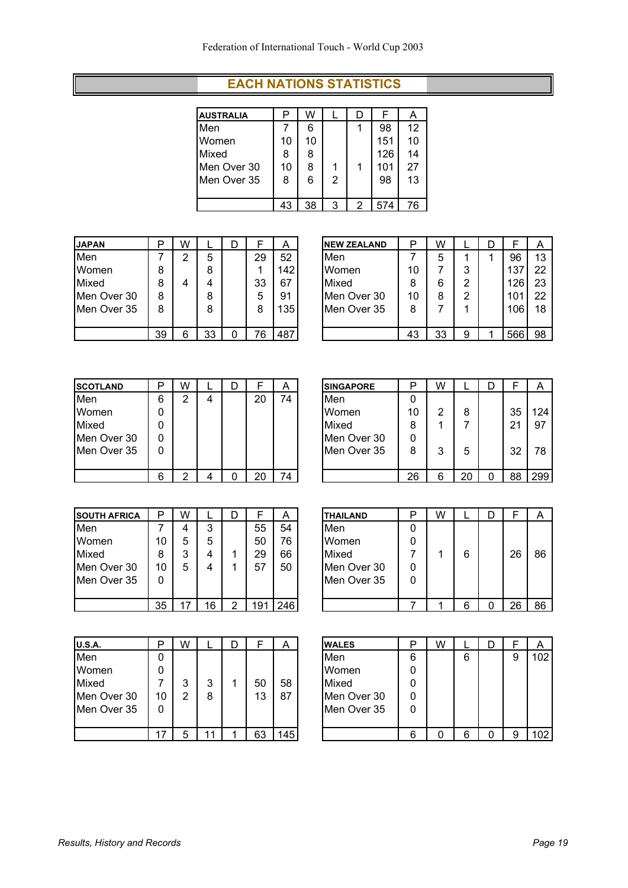## EACH NATIONS STATISTICS

| AUSTRALIA | P | W | L | D | F | A |
|---|---|---|---|---|---|---|
| Men | 7 | 6 | | 1 | 98 | 12 |
| Women | 10 | 10 | | | 151 | 10 |
| Mixed | 8 | 8 | | | 126 | 14 |
| Men Over 30 | 10 | 8 | 1 | 1 | 101 | 27 |
| Men Over 35 | 8 | 6 | 2 | | 98 | 13 |
| | 43 | 38 | 3 | 2 | 574 | 76 |

| JAPAN | P | W | L | D | F | A |
|---|---|---|---|---|---|---|
| Men | 7 | 2 | 5 | | 29 | 52 |
| Women | 8 | | 8 | | 1 | 142 |
| Mixed | 8 | 4 | 4 | | 33 | 67 |
| Men Over 30 | 8 | | 8 | | 5 | 91 |
| Men Over 35 | 8 | | 8 | | 8 | 135 |
| | 39 | 6 | 33 | 0 | 76 | 487 |

| NEW ZEALAND | P | W | L | D | F | A |
|---|---|---|---|---|---|---|
| Men | 7 | 5 | 1 | 1 | 96 | 13 |
| Women | 10 | 7 | 3 | | 137 | 22 |
| Mixed | 8 | 6 | 2 | | 126 | 23 |
| Men Over 30 | 10 | 8 | 2 | | 101 | 22 |
| Men Over 35 | 8 | 7 | 1 | | 106 | 18 |
| | 43 | 33 | 9 | 1 | 566 | 98 |

| SCOTLAND | P | W | L | D | F | A |
|---|---|---|---|---|---|---|
| Men | 6 | 2 | 4 | | 20 | 74 |
| Women | 0 | | | | | |
| Mixed | 0 | | | | | |
| Men Over 30 | 0 | | | | | |
| Men Over 35 | 0 | | | | | |
| | 6 | 2 | 4 | 0 | 20 | 74 |

| SINGAPORE | P | W | L | D | F | A |
|---|---|---|---|---|---|---|
| Men | 0 | | | | | |
| Women | 10 | 2 | 8 | | 35 | 124 |
| Mixed | 8 | 1 | 7 | | 21 | 97 |
| Men Over 30 | 0 | | | | | |
| Men Over 35 | 8 | 3 | 5 | | 32 | 78 |
| | 26 | 6 | 20 | 0 | 88 | 299 |

| SOUTH AFRICA | P | W | L | D | F | A |
|---|---|---|---|---|---|---|
| Men | 7 | 4 | 3 | | 55 | 54 |
| Women | 10 | 5 | 5 | | 50 | 76 |
| Mixed | 8 | 3 | 4 | 1 | 29 | 66 |
| Men Over 30 | 10 | 5 | 4 | 1 | 57 | 50 |
| Men Over 35 | 0 | | | | | |
| | 35 | 17 | 16 | 2 | 191 | 246 |

| THAILAND | P | W | L | D | F | A |
|---|---|---|---|---|---|---|
| Men | 0 | | | | | |
| Women | 0 | | | | | |
| Mixed | 7 | 1 | 6 | | 26 | 86 |
| Men Over 30 | 0 | | | | | |
| Men Over 35 | 0 | | | | | |
| | 7 | 1 | 6 | 0 | 26 | 86 |

| U.S.A. | P | W | L | D | F | A |
|---|---|---|---|---|---|---|
| Men | 0 | | | | | |
| Women | 0 | | | | | |
| Mixed | 7 | 3 | 3 | 1 | 50 | 58 |
| Men Over 30 | 10 | 2 | 8 | | 13 | 87 |
| Men Over 35 | 0 | | | | | |
| | 17 | 5 | 11 | 1 | 63 | 145 |

| WALES | P | W | L | D | F | A |
|---|---|---|---|---|---|---|
| Men | 6 | | 6 | | 9 | 102 |
| Women | 0 | | | | | |
| Mixed | 0 | | | | | |
| Men Over 30 | 0 | | | | | |
| Men Over 35 | 0 | | | | | |
| | 6 | 0 | 6 | 0 | 9 | 102 |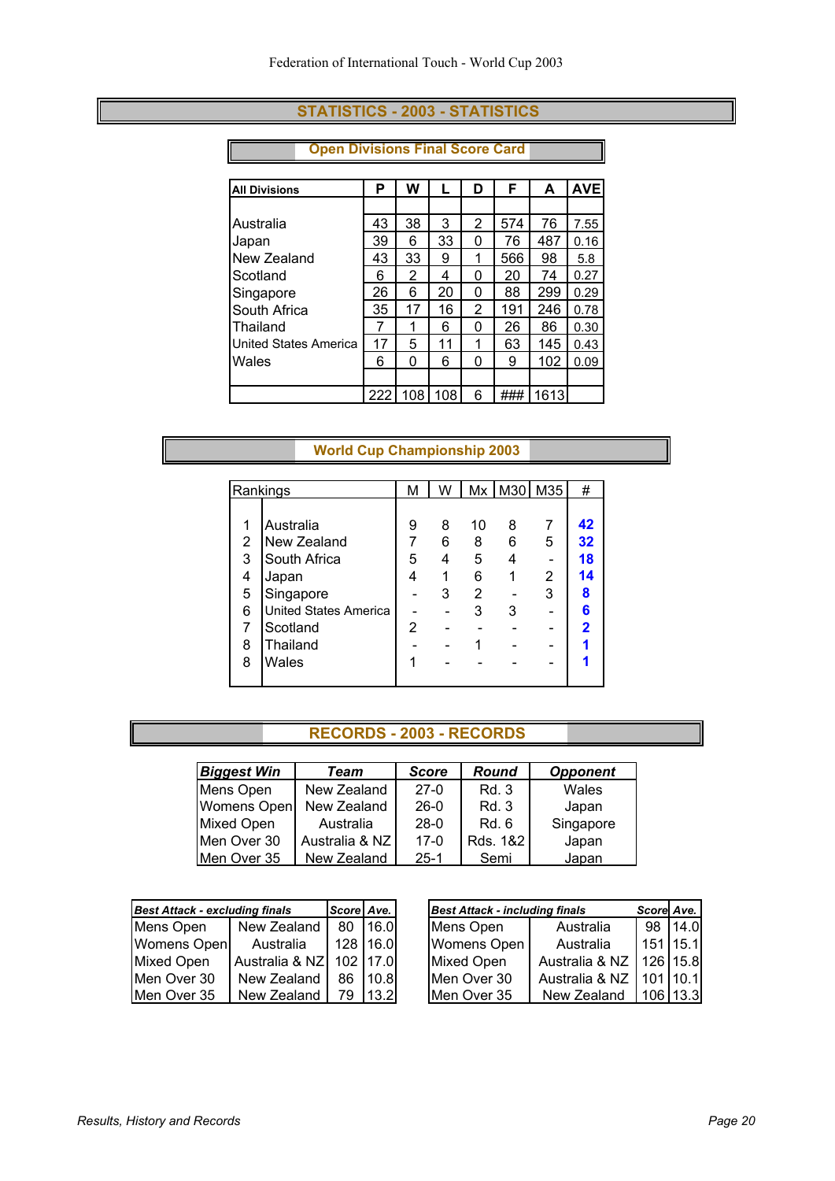# STATISTICS - 2003 - STATISTICS

## Open Divisions Final Score Card

| All Divisions | P | W | L | D | F | A | AVE |
|---|---|---|---|---|---|---|---|
| Australia | 43 | 38 | 3 | 2 | 574 | 76 | 7.55 |
| Japan | 39 | 6 | 33 | 0 | 76 | 487 | 0.16 |
| New Zealand | 43 | 33 | 9 | 1 | 566 | 98 | 5.8 |
| Scotland | 6 | 2 | 4 | 0 | 20 | 74 | 0.27 |
| Singapore | 26 | 6 | 20 | 0 | 88 | 299 | 0.29 |
| South Africa | 35 | 17 | 16 | 2 | 191 | 246 | 0.78 |
| Thailand | 7 | 1 | 6 | 0 | 26 | 86 | 0.30 |
| United States America | 17 | 5 | 11 | 1 | 63 | 145 | 0.43 |
| Wales | 6 | 0 | 6 | 0 | 9 | 102 | 0.09 |
| | 222 | 108 | 108 | 6 | ### | 1613 | |

## World Cup Championship 2003

| Rankings | | M | W | Mx | M30 | M35 | # |
|---|---|---|---|---|---|---|---|
| 1 | Australia | 9 | 8 | 10 | 8 | 7 | **42** |
| 2 | New Zealand | 7 | 6 | 8 | 6 | 5 | **32** |
| 3 | South Africa | 5 | 4 | 5 | 4 | - | **18** |
| 4 | Japan | 4 | 1 | 6 | 1 | 2 | **14** |
| 5 | Singapore | - | 3 | 2 | - | 3 | **8** |
| 6 | United States America | - | - | 3 | 3 | - | **6** |
| 7 | Scotland | 2 | - | - | - | - | **2** |
| 8 | Thailand | - | - | 1 | - | - | **1** |
| 8 | Wales | 1 | - | - | - | - | **1** |

# RECORDS - 2003 - RECORDS

| ***Biggest Win*** | ***Team*** | ***Score*** | ***Round*** | ***Opponent*** |
|---|---|---|---|---|
| Mens Open | New Zealand | 27-0 | Rd. 3 | Wales |
| Womens Open | New Zealand | 26-0 | Rd. 3 | Japan |
| Mixed Open | Australia | 28-0 | Rd. 6 | Singapore |
| Men Over 30 | Australia & NZ | 17-0 | Rds. 1&2 | Japan |
| Men Over 35 | New Zealand | 25-1 | Semi | Japan |

| ***Best Attack - excluding finals*** | | ***Score*** | ***Ave.*** |
|---|---|---|---|
| Mens Open | New Zealand | 80 | 16.0 |
| Womens Open | Australia | 128 | 16.0 |
| Mixed Open | Australia & NZ | 102 | 17.0 |
| Men Over 30 | New Zealand | 86 | 10.8 |
| Men Over 35 | New Zealand | 79 | 13.2 |

| ***Best Attack - including finals*** | | ***Score*** | ***Ave.*** |
|---|---|---|---|
| Mens Open | Australia | 98 | 14.0 |
| Womens Open | Australia | 151 | 15.1 |
| Mixed Open | Australia & NZ | 126 | 15.8 |
| Men Over 30 | Australia & NZ | 101 | 10.1 |
| Men Over 35 | New Zealand | 106 | 13.3 |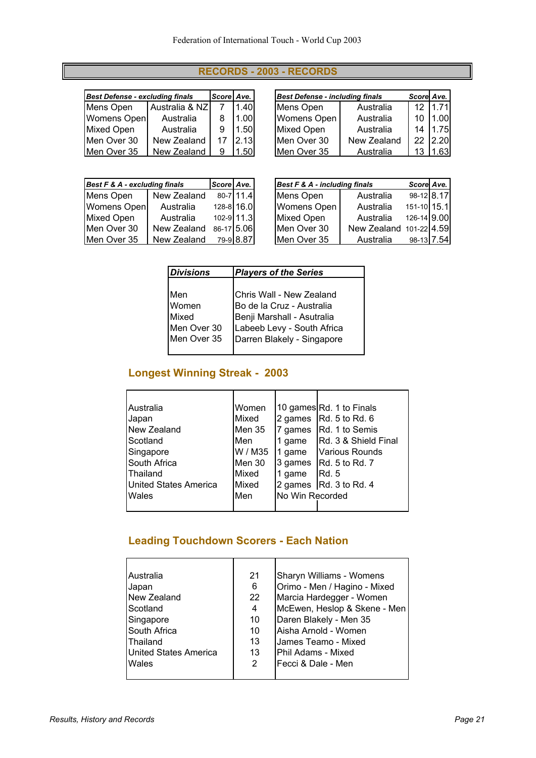# RECORDS - 2003 - RECORDS

| *Best Defense - excluding finals* | | *Score* | *Ave.* |
|---|---|---|---|
| Mens Open | Australia & NZ | 7 | 1.40 |
| Womens Open | Australia | 8 | 1.00 |
| Mixed Open | Australia | 9 | 1.50 |
| Men Over 30 | New Zealand | 17 | 2.13 |
| Men Over 35 | New Zealand | 9 | 1.50 |

| *Best Defense - including finals* | | *Score* | *Ave.* |
|---|---|---|---|
| Mens Open | Australia | 12 | 1.71 |
| Womens Open | Australia | 10 | 1.00 |
| Mixed Open | Australia | 14 | 1.75 |
| Men Over 30 | New Zealand | 22 | 2.20 |
| Men Over 35 | Australia | 13 | 1.63 |

| *Best F & A - excluding finals* | | *Score* | *Ave.* |
|---|---|---|---|
| Mens Open | New Zealand | 80-7 | 11.4 |
| Womens Open | Australia | 128-8 | 16.0 |
| Mixed Open | Australia | 102-9 | 11.3 |
| Men Over 30 | New Zealand | 86-17 | 5.06 |
| Men Over 35 | New Zealand | 79-9 | 8.87 |

| *Best F & A - including finals* | | *Score* | *Ave.* |
|---|---|---|---|
| Mens Open | Australia | 98-12 | 8.17 |
| Womens Open | Australia | 151-10 | 15.1 |
| Mixed Open | Australia | 126-14 | 9.00 |
| Men Over 30 | New Zealand | 101-22 | 4.59 |
| Men Over 35 | Australia | 98-13 | 7.54 |

| *Divisions* | *Players of the Series* |
|---|---|
| Men | Chris Wall - New Zealand |
| Women | Bo de la Cruz - Australia |
| Mixed | Benji Marshall - Asutralia |
| Men Over 30 | Labeeb Levy - South Africa |
| Men Over 35 | Darren Blakely - Singapore |

## Longest Winning Streak - 2003

| | | | |
|---|---|---|---|
| Australia | Women | 10 games | Rd. 1 to Finals |
| Japan | Mixed | 2 games | Rd. 5 to Rd. 6 |
| New Zealand | Men 35 | 7 games | Rd. 1 to Semis |
| Scotland | Men | 1 game | Rd. 3 & Shield Final |
| Singapore | W / M35 | 1 game | Various Rounds |
| South Africa | Men 30 | 3 games | Rd. 5 to Rd. 7 |
| Thailand | Mixed | 1 game | Rd. 5 |
| United States America | Mixed | 2 games | Rd. 3 to Rd. 4 |
| Wales | Men | No Win Recorded | |

## Leading Touchdown Scorers - Each Nation

| | | |
|---|---|---|
| Australia | 21 | Sharyn Williams - Womens |
| Japan | 6 | Orimo - Men / Hagino - Mixed |
| New Zealand | 22 | Marcia Hardegger - Women |
| Scotland | 4 | McEwen, Heslop & Skene - Men |
| Singapore | 10 | Daren Blakely - Men 35 |
| South Africa | 10 | Aisha Arnold - Women |
| Thailand | 13 | James Teamo - Mixed |
| United States America | 13 | Phil Adams - Mixed |
| Wales | 2 | Fecci & Dale - Men |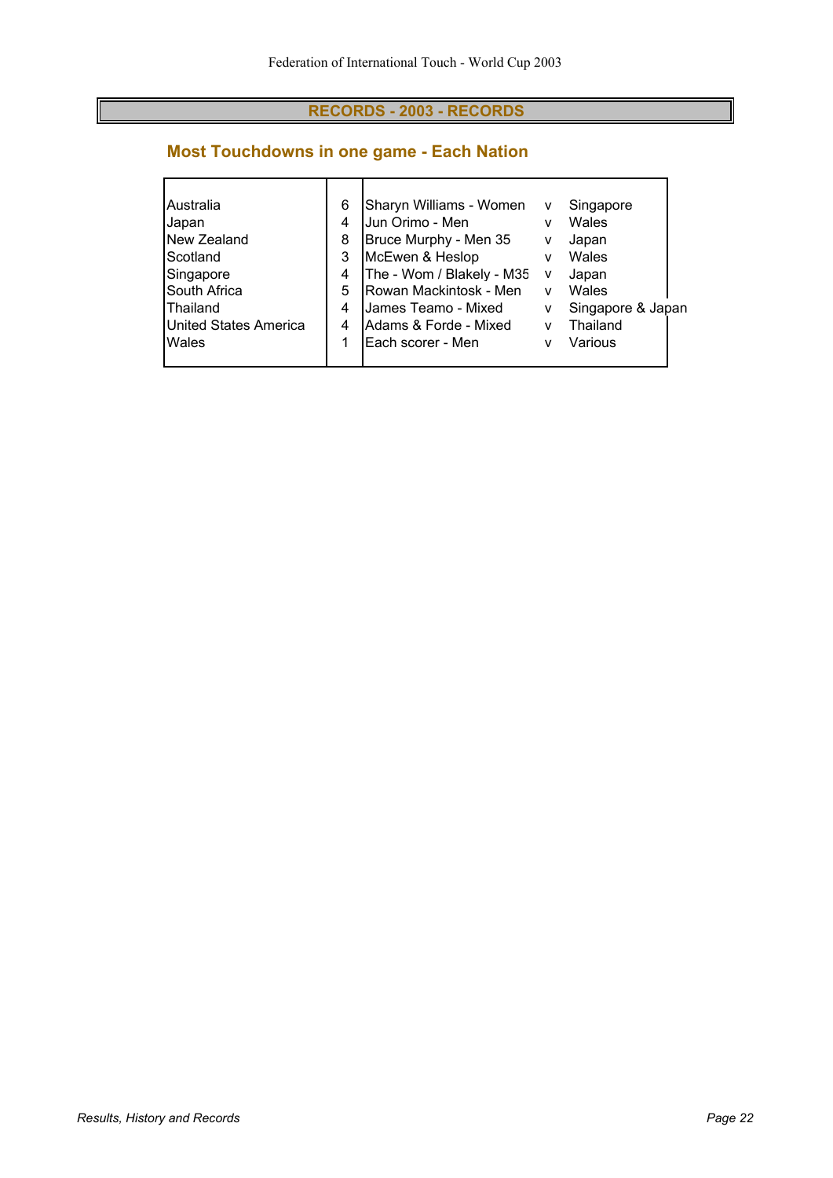## RECORDS - 2003 - RECORDS

### Most Touchdowns in one game - Each Nation

| | | | | |
|---|---|---|---|---|
| Australia | 6 | Sharyn Williams - Women | v | Singapore |
| Japan | 4 | Jun Orimo - Men | v | Wales |
| New Zealand | 8 | Bruce Murphy - Men 35 | v | Japan |
| Scotland | 3 | McEwen & Heslop | v | Wales |
| Singapore | 4 | The - Wom / Blakely - M35 | v | Japan |
| South Africa | 5 | Rowan Mackintosk - Men | v | Wales |
| Thailand | 4 | James Teamo - Mixed | v | Singapore & Japan |
| United States America | 4 | Adams & Forde - Mixed | v | Thailand |
| Wales | 1 | Each scorer - Men | v | Various |